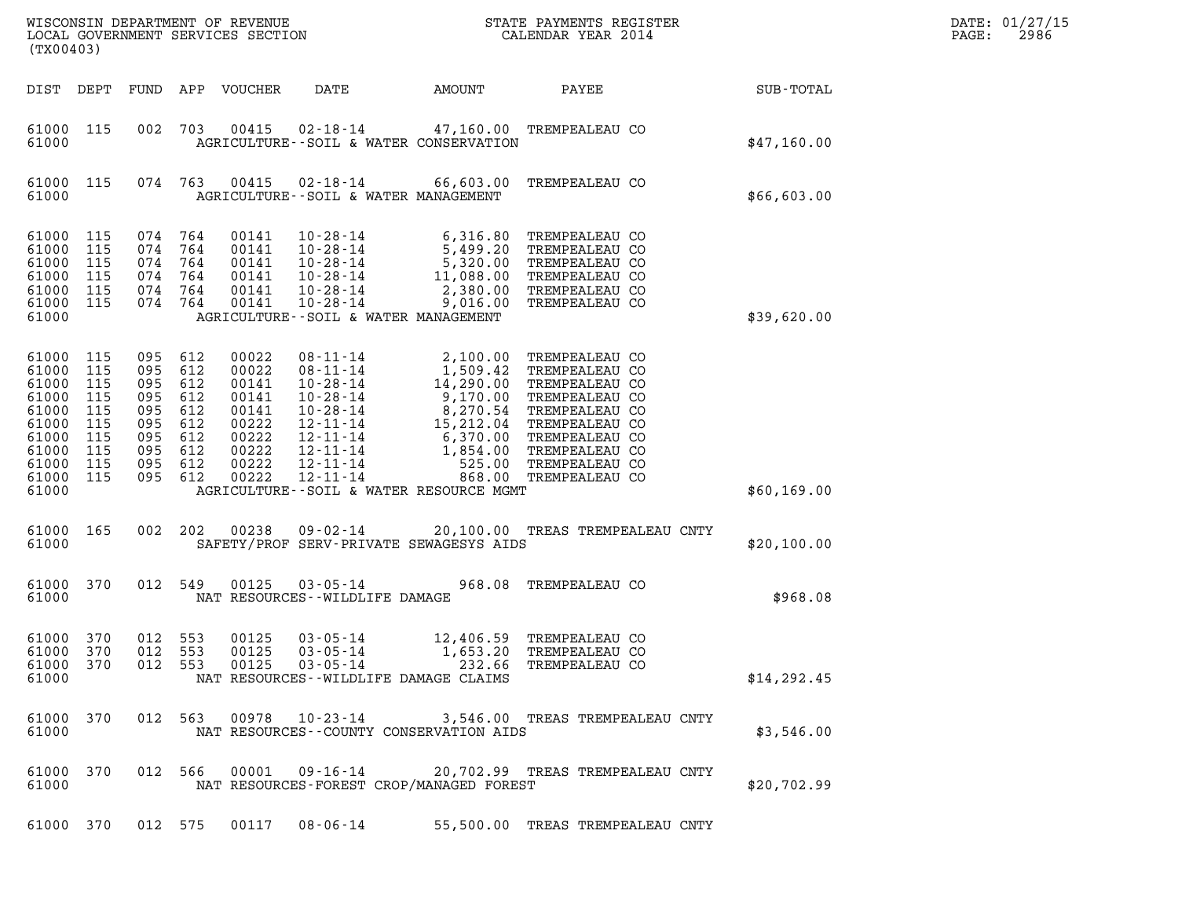WISCONSIN DEPARTMENT OF REVENUE
LOCAL GOVERNMENT SERVICES SECTION
(TX00403)

STATE PAYMENTS REGISTER
CALENDAR YEAR 2014

DATE: 01/27/15
PAGE: 2986

| DIST | DEPT | FUND | APP | VOUCHER | DATE | AMOUNT | PAYEE | SUB-TOTAL |
|---|---|---|---|---|---|---|---|---|
| 61000 | 115 | 002 | 703 | 00415 | 02-18-14 | 47,160.00 | TREMPEALEAU CO | |
| 61000 | | | | | AGRICULTURE--SOIL & WATER CONSERVATION | | | $47,160.00 |
| 61000 | 115 | 074 | 763 | 00415 | 02-18-14 | 66,603.00 | TREMPEALEAU CO | |
| 61000 | | | | | AGRICULTURE--SOIL & WATER MANAGEMENT | | | $66,603.00 |
| 61000 | 115 | 074 | 764 | 00141 | 10-28-14 | 6,316.80 | TREMPEALEAU CO | |
| 61000 | 115 | 074 | 764 | 00141 | 10-28-14 | 5,499.20 | TREMPEALEAU CO | |
| 61000 | 115 | 074 | 764 | 00141 | 10-28-14 | 5,320.00 | TREMPEALEAU CO | |
| 61000 | 115 | 074 | 764 | 00141 | 10-28-14 | 11,088.00 | TREMPEALEAU CO | |
| 61000 | 115 | 074 | 764 | 00141 | 10-28-14 | 2,380.00 | TREMPEALEAU CO | |
| 61000 | 115 | 074 | 764 | 00141 | 10-28-14 | 9,016.00 | TREMPEALEAU CO | |
| 61000 | | | | | AGRICULTURE--SOIL & WATER MANAGEMENT | | | $39,620.00 |
| 61000 | 115 | 095 | 612 | 00022 | 08-11-14 | 2,100.00 | TREMPEALEAU CO | |
| 61000 | 115 | 095 | 612 | 00022 | 08-11-14 | 1,509.42 | TREMPEALEAU CO | |
| 61000 | 115 | 095 | 612 | 00141 | 10-28-14 | 14,290.00 | TREMPEALEAU CO | |
| 61000 | 115 | 095 | 612 | 00141 | 10-28-14 | 9,170.00 | TREMPEALEAU CO | |
| 61000 | 115 | 095 | 612 | 00141 | 10-28-14 | 8,270.54 | TREMPEALEAU CO | |
| 61000 | 115 | 095 | 612 | 00222 | 12-11-14 | 15,212.04 | TREMPEALEAU CO | |
| 61000 | 115 | 095 | 612 | 00222 | 12-11-14 | 6,370.00 | TREMPEALEAU CO | |
| 61000 | 115 | 095 | 612 | 00222 | 12-11-14 | 1,854.00 | TREMPEALEAU CO | |
| 61000 | 115 | 095 | 612 | 00222 | 12-11-14 | 525.00 | TREMPEALEAU CO | |
| 61000 | 115 | 095 | 612 | 00222 | 12-11-14 | 868.00 | TREMPEALEAU CO | |
| 61000 | | | | | AGRICULTURE--SOIL & WATER RESOURCE MGMT | | | $60,169.00 |
| 61000 | 165 | 002 | 202 | 00238 | 09-02-14 | 20,100.00 | TREAS TREMPEALEAU CNTY | |
| 61000 | | | | | SAFETY/PROF SERV-PRIVATE SEWAGESYS AIDS | | | $20,100.00 |
| 61000 | 370 | 012 | 549 | 00125 | 03-05-14 | 968.08 | TREMPEALEAU CO | |
| 61000 | | | | | NAT RESOURCES--WILDLIFE DAMAGE | | | $968.08 |
| 61000 | 370 | 012 | 553 | 00125 | 03-05-14 | 12,406.59 | TREMPEALEAU CO | |
| 61000 | 370 | 012 | 553 | 00125 | 03-05-14 | 1,653.20 | TREMPEALEAU CO | |
| 61000 | 370 | 012 | 553 | 00125 | 03-05-14 | 232.66 | TREMPEALEAU CO | |
| 61000 | | | | | NAT RESOURCES--WILDLIFE DAMAGE CLAIMS | | | $14,292.45 |
| 61000 | 370 | 012 | 563 | 00978 | 10-23-14 | 3,546.00 | TREAS TREMPEALEAU CNTY | |
| 61000 | | | | | NAT RESOURCES--COUNTY CONSERVATION AIDS | | | $3,546.00 |
| 61000 | 370 | 012 | 566 | 00001 | 09-16-14 | 20,702.99 | TREAS TREMPEALEAU CNTY | |
| 61000 | | | | | NAT RESOURCES-FOREST CROP/MANAGED FOREST | | | $20,702.99 |
| 61000 | 370 | 012 | 575 | 00117 | 08-06-14 | 55,500.00 | TREAS TREMPEALEAU CNTY | |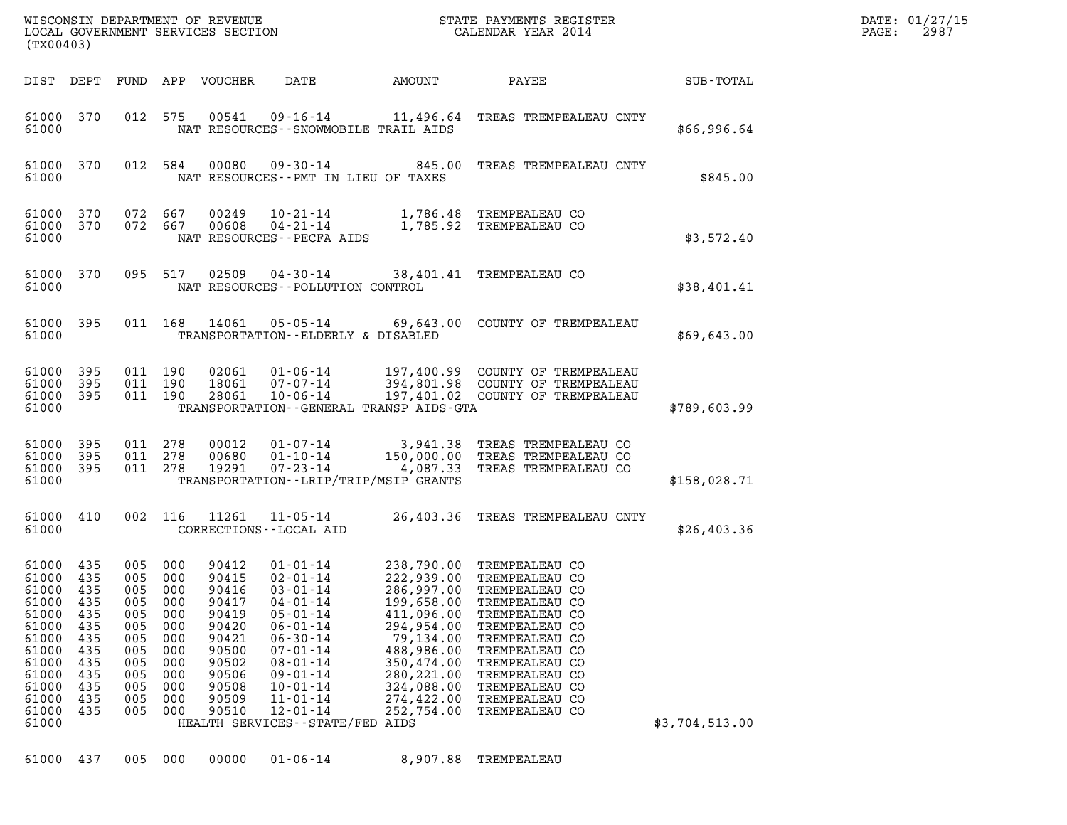| DIST | DEPT | FUND | APP | VOUCHER | DATE | AMOUNT | PAYEE | SUB-TOTAL |
|---|---|---|---|---|---|---|---|---|
| 61000 | 370 | 012 | 575 | 00541 | 09-16-14 | 11,496.64 | TREAS TREMPEALEAU CNTY | |
| 61000 | | | | NAT RESOURCES--SNOWMOBILE TRAIL AIDS | | | | $66,996.64 |
| 61000 | 370 | 012 | 584 | 00080 | 09-30-14 | 845.00 | TREAS TREMPEALEAU CNTY | |
| 61000 | | | | NAT RESOURCES--PMT IN LIEU OF TAXES | | | | $845.00 |
| 61000 | 370 | 072 | 667 | 00249 | 10-21-14 | 1,786.48 | TREMPEALEAU CO | |
| 61000 | 370 | 072 | 667 | 00608 | 04-21-14 | 1,785.92 | TREMPEALEAU CO | |
| 61000 | | | | NAT RESOURCES--PECFA AIDS | | | | $3,572.40 |
| 61000 | 370 | 095 | 517 | 02509 | 04-30-14 | 38,401.41 | TREMPEALEAU CO | |
| 61000 | | | | NAT RESOURCES--POLLUTION CONTROL | | | | $38,401.41 |
| 61000 | 395 | 011 | 168 | 14061 | 05-05-14 | 69,643.00 | COUNTY OF TREMPEALEAU | |
| 61000 | | | | TRANSPORTATION--ELDERLY & DISABLED | | | | $69,643.00 |
| 61000 | 395 | 011 | 190 | 02061 | 01-06-14 | 197,400.99 | COUNTY OF TREMPEALEAU | |
| 61000 | 395 | 011 | 190 | 18061 | 07-07-14 | 394,801.98 | COUNTY OF TREMPEALEAU | |
| 61000 | 395 | 011 | 190 | 28061 | 10-06-14 | 197,401.02 | COUNTY OF TREMPEALEAU | |
| 61000 | | | | TRANSPORTATION--GENERAL TRANSP AIDS-GTA | | | | $789,603.99 |
| 61000 | 395 | 011 | 278 | 00012 | 01-07-14 | 3,941.38 | TREAS TREMPEALEAU CO | |
| 61000 | 395 | 011 | 278 | 00680 | 01-10-14 | 150,000.00 | TREAS TREMPEALEAU CO | |
| 61000 | 395 | 011 | 278 | 19291 | 07-23-14 | 4,087.33 | TREAS TREMPEALEAU CO | |
| 61000 | | | | TRANSPORTATION--LRIP/TRIP/MSIP GRANTS | | | | $158,028.71 |
| 61000 | 410 | 002 | 116 | 11261 | 11-05-14 | 26,403.36 | TREAS TREMPEALEAU CNTY | |
| 61000 | | | | CORRECTIONS--LOCAL AID | | | | $26,403.36 |
| 61000 | 435 | 005 | 000 | 90412 | 01-01-14 | 238,790.00 | TREMPEALEAU CO | |
| 61000 | 435 | 005 | 000 | 90415 | 02-01-14 | 222,939.00 | TREMPEALEAU CO | |
| 61000 | 435 | 005 | 000 | 90416 | 03-01-14 | 286,997.00 | TREMPEALEAU CO | |
| 61000 | 435 | 005 | 000 | 90417 | 04-01-14 | 199,658.00 | TREMPEALEAU CO | |
| 61000 | 435 | 005 | 000 | 90419 | 05-01-14 | 411,096.00 | TREMPEALEAU CO | |
| 61000 | 435 | 005 | 000 | 90420 | 06-01-14 | 294,954.00 | TREMPEALEAU CO | |
| 61000 | 435 | 005 | 000 | 90421 | 06-30-14 | 79,134.00 | TREMPEALEAU CO | |
| 61000 | 435 | 005 | 000 | 90500 | 07-01-14 | 488,986.00 | TREMPEALEAU CO | |
| 61000 | 435 | 005 | 000 | 90502 | 08-01-14 | 350,474.00 | TREMPEALEAU CO | |
| 61000 | 435 | 005 | 000 | 90506 | 09-01-14 | 280,221.00 | TREMPEALEAU CO | |
| 61000 | 435 | 005 | 000 | 90508 | 10-01-14 | 324,088.00 | TREMPEALEAU CO | |
| 61000 | 435 | 005 | 000 | 90509 | 11-01-14 | 274,422.00 | TREMPEALEAU CO | |
| 61000 | 435 | 005 | 000 | 90510 | 12-01-14 | 252,754.00 | TREMPEALEAU CO | |
| 61000 | | | | HEALTH SERVICES--STATE/FED AIDS | | | | $3,704,513.00 |
| 61000 | 437 | 005 | 000 | 00000 | 01-06-14 | 8,907.88 | TREMPEALEAU | |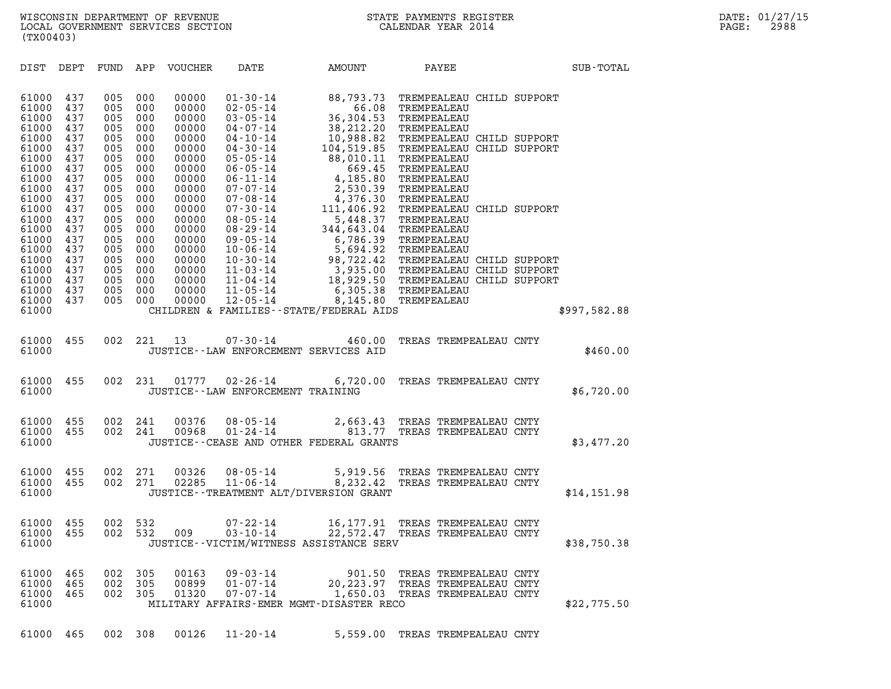WISCONSIN DEPARTMENT OF REVENUE
LOCAL GOVERNMENT SERVICES SECTION
(TX00403)

STATE PAYMENTS REGISTER
CALENDAR YEAR 2014

DATE: 01/27/15

| DIST | DEPT | FUND | APP | VOUCHER | DATE | AMOUNT | PAYEE | SUB-TOTAL |
|---|---|---|---|---|---|---|---|---|
| 61000 | 437 | 005 | 000 | 00000 | 01-30-14 | 88,793.73 | TREMPEALEAU CHILD SUPPORT | |
| 61000 | 437 | 005 | 000 | 00000 | 02-05-14 | 66.08 | TREMPEALEAU | |
| 61000 | 437 | 005 | 000 | 00000 | 03-05-14 | 36,304.53 | TREMPEALEAU | |
| 61000 | 437 | 005 | 000 | 00000 | 04-07-14 | 38,212.20 | TREMPEALEAU | |
| 61000 | 437 | 005 | 000 | 00000 | 04-10-14 | 10,988.82 | TREMPEALEAU CHILD SUPPORT | |
| 61000 | 437 | 005 | 000 | 00000 | 04-30-14 | 104,519.85 | TREMPEALEAU CHILD SUPPORT | |
| 61000 | 437 | 005 | 000 | 00000 | 05-05-14 | 88,010.11 | TREMPEALEAU | |
| 61000 | 437 | 005 | 000 | 00000 | 06-05-14 | 669.45 | TREMPEALEAU | |
| 61000 | 437 | 005 | 000 | 00000 | 06-11-14 | 4,185.80 | TREMPEALEAU | |
| 61000 | 437 | 005 | 000 | 00000 | 07-07-14 | 2,530.39 | TREMPEALEAU | |
| 61000 | 437 | 005 | 000 | 00000 | 07-08-14 | 4,376.30 | TREMPEALEAU | |
| 61000 | 437 | 005 | 000 | 00000 | 07-30-14 | 111,406.92 | TREMPEALEAU CHILD SUPPORT | |
| 61000 | 437 | 005 | 000 | 00000 | 08-05-14 | 5,448.37 | TREMPEALEAU | |
| 61000 | 437 | 005 | 000 | 00000 | 08-29-14 | 344,643.04 | TREMPEALEAU | |
| 61000 | 437 | 005 | 000 | 00000 | 09-05-14 | 6,786.39 | TREMPEALEAU | |
| 61000 | 437 | 005 | 000 | 00000 | 10-06-14 | 5,694.92 | TREMPEALEAU | |
| 61000 | 437 | 005 | 000 | 00000 | 10-30-14 | 98,722.42 | TREMPEALEAU CHILD SUPPORT | |
| 61000 | 437 | 005 | 000 | 00000 | 11-03-14 | 3,935.00 | TREMPEALEAU CHILD SUPPORT | |
| 61000 | 437 | 005 | 000 | 00000 | 11-04-14 | 18,929.50 | TREMPEALEAU CHILD SUPPORT | |
| 61000 | 437 | 005 | 000 | 00000 | 11-05-14 | 6,305.38 | TREMPEALEAU | |
| 61000 | 437 | 005 | 000 | 00000 | 12-05-14 | 8,145.80 | TREMPEALEAU | |
| 61000 | | | | | CHILDREN & FAMILIES--STATE/FEDERAL AIDS | | | $997,582.88 |
| 61000 | 455 | 002 | 221 | 13 | 07-30-14 | 460.00 | TREAS TREMPEALEAU CNTY | |
| 61000 | | | | | JUSTICE--LAW ENFORCEMENT SERVICES AID | | | $460.00 |
| 61000 | 455 | 002 | 231 | 01777 | 02-26-14 | 6,720.00 | TREAS TREMPEALEAU CNTY | |
| 61000 | | | | | JUSTICE--LAW ENFORCEMENT TRAINING | | | $6,720.00 |
| 61000 | 455 | 002 | 241 | 00376 | 08-05-14 | 2,663.43 | TREAS TREMPEALEAU CNTY | |
| 61000 | 455 | 002 | 241 | 00968 | 01-24-14 | 813.77 | TREAS TREMPEALEAU CNTY | |
| 61000 | | | | | JUSTICE--CEASE AND OTHER FEDERAL GRANTS | | | $3,477.20 |
| 61000 | 455 | 002 | 271 | 00326 | 08-05-14 | 5,919.56 | TREAS TREMPEALEAU CNTY | |
| 61000 | 455 | 002 | 271 | 02285 | 11-06-14 | 8,232.42 | TREAS TREMPEALEAU CNTY | |
| 61000 | | | | | JUSTICE--TREATMENT ALT/DIVERSION GRANT | | | $14,151.98 |
| 61000 | 455 | 002 | 532 | | 07-22-14 | 16,177.91 | TREAS TREMPEALEAU CNTY | |
| 61000 | 455 | 002 | 532 | 009 | 03-10-14 | 22,572.47 | TREAS TREMPEALEAU CNTY | |
| 61000 | | | | | JUSTICE--VICTIM/WITNESS ASSISTANCE SERV | | | $38,750.38 |
| 61000 | 465 | 002 | 305 | 00163 | 09-03-14 | 901.50 | TREAS TREMPEALEAU CNTY | |
| 61000 | 465 | 002 | 305 | 00899 | 01-07-14 | 20,223.97 | TREAS TREMPEALEAU CNTY | |
| 61000 | 465 | 002 | 305 | 01320 | 07-07-14 | 1,650.03 | TREAS TREMPEALEAU CNTY | |
| 61000 | | | | | MILITARY AFFAIRS-EMER MGMT-DISASTER RECO | | | $22,775.50 |
| 61000 | 465 | 002 | 308 | 00126 | 11-20-14 | 5,559.00 | TREAS TREMPEALEAU CNTY | |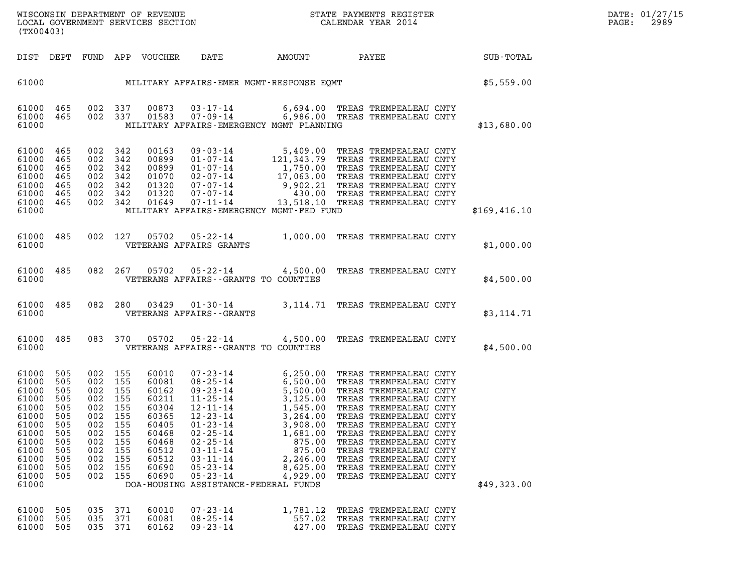WISCONSIN DEPARTMENT OF REVENUE
LOCAL GOVERNMENT SERVICES SECTION
(TX00403)

STATE PAYMENTS REGISTER
CALENDAR YEAR 2014

DATE: 01/27/15

| DIST | DEPT | FUND | APP | VOUCHER | DATE | AMOUNT | PAYEE | SUB-TOTAL |
|---|---|---|---|---|---|---|---|---|
| 61000 | | | | | MILITARY AFFAIRS-EMER MGMT-RESPONSE EQMT | | | $5,559.00 |
| 61000 | 465 | 002 | 337 | 00873 | 03-17-14 | 6,694.00 | TREAS TREMPEALEAU CNTY | |
| 61000 | 465 | 002 | 337 | 01583 | 07-09-14 | 6,986.00 | TREAS TREMPEALEAU CNTY | |
| 61000 | | | | | MILITARY AFFAIRS-EMERGENCY MGMT PLANNING | | | $13,680.00 |
| 61000 | 465 | 002 | 342 | 00163 | 09-03-14 | 5,409.00 | TREAS TREMPEALEAU CNTY | |
| 61000 | 465 | 002 | 342 | 00899 | 01-07-14 | 121,343.79 | TREAS TREMPEALEAU CNTY | |
| 61000 | 465 | 002 | 342 | 00899 | 01-07-14 | 1,750.00 | TREAS TREMPEALEAU CNTY | |
| 61000 | 465 | 002 | 342 | 01070 | 02-07-14 | 17,063.00 | TREAS TREMPEALEAU CNTY | |
| 61000 | 465 | 002 | 342 | 01320 | 07-07-14 | 9,902.21 | TREAS TREMPEALEAU CNTY | |
| 61000 | 465 | 002 | 342 | 01320 | 07-07-14 | 430.00 | TREAS TREMPEALEAU CNTY | |
| 61000 | 465 | 002 | 342 | 01649 | 07-11-14 | 13,518.10 | TREAS TREMPEALEAU CNTY | |
| 61000 | | | | | MILITARY AFFAIRS-EMERGENCY MGMT-FED FUND | | | $169,416.10 |
| 61000 | 485 | 002 | 127 | 05702 | 05-22-14 | 1,000.00 | TREAS TREMPEALEAU CNTY | |
| 61000 | | | | | VETERANS AFFAIRS GRANTS | | | $1,000.00 |
| 61000 | 485 | 082 | 267 | 05702 | 05-22-14 | 4,500.00 | TREAS TREMPEALEAU CNTY | |
| 61000 | | | | | VETERANS AFFAIRS--GRANTS TO COUNTIES | | | $4,500.00 |
| 61000 | 485 | 082 | 280 | 03429 | 01-30-14 | 3,114.71 | TREAS TREMPEALEAU CNTY | |
| 61000 | | | | | VETERANS AFFAIRS--GRANTS | | | $3,114.71 |
| 61000 | 485 | 083 | 370 | 05702 | 05-22-14 | 4,500.00 | TREAS TREMPEALEAU CNTY | |
| 61000 | | | | | VETERANS AFFAIRS--GRANTS TO COUNTIES | | | $4,500.00 |
| 61000 | 505 | 002 | 155 | 60010 | 07-23-14 | 6,250.00 | TREAS TREMPEALEAU CNTY | |
| 61000 | 505 | 002 | 155 | 60081 | 08-25-14 | 6,500.00 | TREAS TREMPEALEAU CNTY | |
| 61000 | 505 | 002 | 155 | 60162 | 09-23-14 | 5,500.00 | TREAS TREMPEALEAU CNTY | |
| 61000 | 505 | 002 | 155 | 60211 | 11-25-14 | 3,125.00 | TREAS TREMPEALEAU CNTY | |
| 61000 | 505 | 002 | 155 | 60304 | 12-11-14 | 1,545.00 | TREAS TREMPEALEAU CNTY | |
| 61000 | 505 | 002 | 155 | 60365 | 12-23-14 | 3,264.00 | TREAS TREMPEALEAU CNTY | |
| 61000 | 505 | 002 | 155 | 60405 | 01-23-14 | 3,908.00 | TREAS TREMPEALEAU CNTY | |
| 61000 | 505 | 002 | 155 | 60468 | 02-25-14 | 1,681.00 | TREAS TREMPEALEAU CNTY | |
| 61000 | 505 | 002 | 155 | 60468 | 02-25-14 | 875.00 | TREAS TREMPEALEAU CNTY | |
| 61000 | 505 | 002 | 155 | 60512 | 03-11-14 | 875.00 | TREAS TREMPEALEAU CNTY | |
| 61000 | 505 | 002 | 155 | 60512 | 03-11-14 | 2,246.00 | TREAS TREMPEALEAU CNTY | |
| 61000 | 505 | 002 | 155 | 60690 | 05-23-14 | 8,625.00 | TREAS TREMPEALEAU CNTY | |
| 61000 | 505 | 002 | 155 | 60690 | 05-23-14 | 4,929.00 | TREAS TREMPEALEAU CNTY | |
| 61000 | | | | | DOA-HOUSING ASSISTANCE-FEDERAL FUNDS | | | $49,323.00 |
| 61000 | 505 | 035 | 371 | 60010 | 07-23-14 | 1,781.12 | TREAS TREMPEALEAU CNTY | |
| 61000 | 505 | 035 | 371 | 60081 | 08-25-14 | 557.02 | TREAS TREMPEALEAU CNTY | |
| 61000 | 505 | 035 | 371 | 60162 | 09-23-14 | 427.00 | TREAS TREMPEALEAU CNTY | |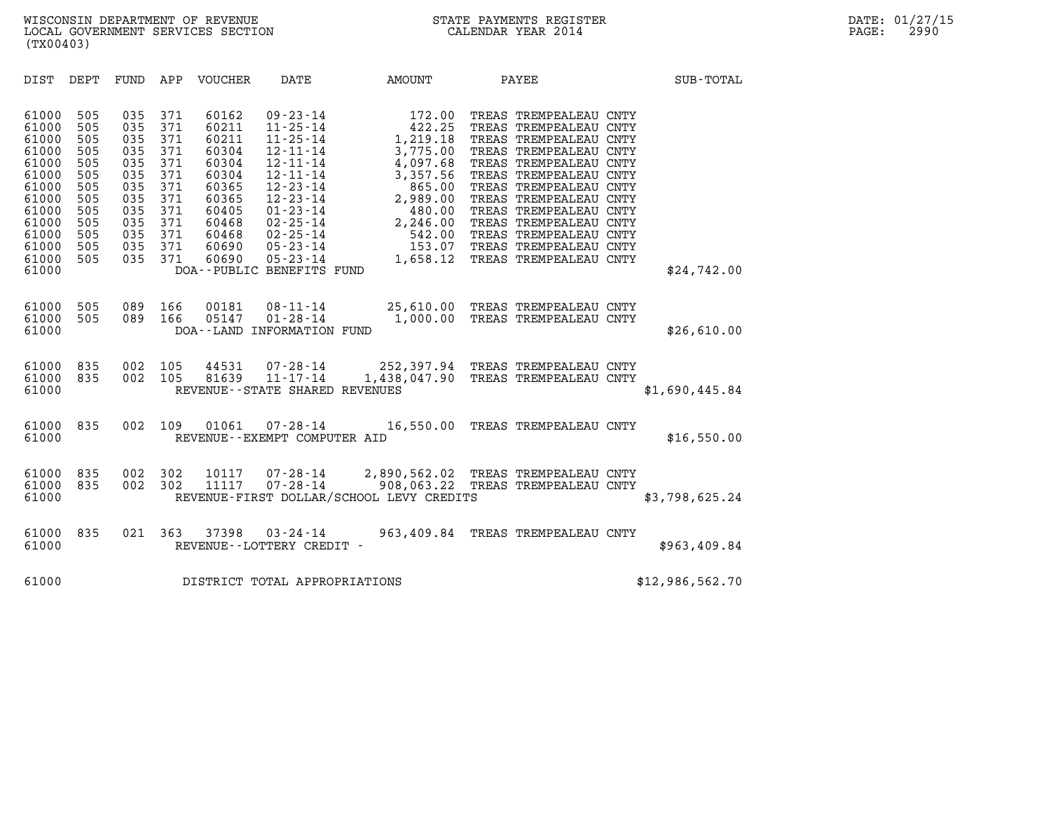| DIST | DEPT | FUND | APP | VOUCHER | DATE | AMOUNT | PAYEE | SUB-TOTAL |
|---|---|---|---|---|---|---|---|---|
| 61000 | 505 | 035 | 371 | 60162 | 09-23-14 | 172.00 | TREAS TREMPEALEAU CNTY | |
| 61000 | 505 | 035 | 371 | 60211 | 11-25-14 | 422.25 | TREAS TREMPEALEAU CNTY | |
| 61000 | 505 | 035 | 371 | 60211 | 11-25-14 | 1,219.18 | TREAS TREMPEALEAU CNTY | |
| 61000 | 505 | 035 | 371 | 60304 | 12-11-14 | 3,775.00 | TREAS TREMPEALEAU CNTY | |
| 61000 | 505 | 035 | 371 | 60304 | 12-11-14 | 4,097.68 | TREAS TREMPEALEAU CNTY | |
| 61000 | 505 | 035 | 371 | 60304 | 12-11-14 | 3,357.56 | TREAS TREMPEALEAU CNTY | |
| 61000 | 505 | 035 | 371 | 60365 | 12-23-14 | 865.00 | TREAS TREMPEALEAU CNTY | |
| 61000 | 505 | 035 | 371 | 60365 | 12-23-14 | 2,989.00 | TREAS TREMPEALEAU CNTY | |
| 61000 | 505 | 035 | 371 | 60405 | 01-23-14 | 480.00 | TREAS TREMPEALEAU CNTY | |
| 61000 | 505 | 035 | 371 | 60468 | 02-25-14 | 2,246.00 | TREAS TREMPEALEAU CNTY | |
| 61000 | 505 | 035 | 371 | 60468 | 02-25-14 | 542.00 | TREAS TREMPEALEAU CNTY | |
| 61000 | 505 | 035 | 371 | 60690 | 05-23-14 | 153.07 | TREAS TREMPEALEAU CNTY | |
| 61000 | 505 | 035 | 371 | 60690 | 05-23-14 | 1,658.12 | TREAS TREMPEALEAU CNTY | |
| 61000 | | | | DOA--PUBLIC BENEFITS FUND | | | | $24,742.00 |
| 61000 | 505 | 089 | 166 | 00181 | 08-11-14 | 25,610.00 | TREAS TREMPEALEAU CNTY | |
| 61000 | 505 | 089 | 166 | 05147 | 01-28-14 | 1,000.00 | TREAS TREMPEALEAU CNTY | |
| 61000 | | | | DOA--LAND INFORMATION FUND | | | | $26,610.00 |
| 61000 | 835 | 002 | 105 | 44531 | 07-28-14 | 252,397.94 | TREAS TREMPEALEAU CNTY | |
| 61000 | 835 | 002 | 105 | 81639 | 11-17-14 | 1,438,047.90 | TREAS TREMPEALEAU CNTY | |
| 61000 | | | | REVENUE--STATE SHARED REVENUES | | | | $1,690,445.84 |
| 61000 | 835 | 002 | 109 | 01061 | 07-28-14 | 16,550.00 | TREAS TREMPEALEAU CNTY | |
| 61000 | | | | REVENUE--EXEMPT COMPUTER AID | | | | $16,550.00 |
| 61000 | 835 | 002 | 302 | 10117 | 07-28-14 | 2,890,562.02 | TREAS TREMPEALEAU CNTY | |
| 61000 | 835 | 002 | 302 | 11117 | 07-28-14 | 908,063.22 | TREAS TREMPEALEAU CNTY | |
| 61000 | | | | REVENUE-FIRST DOLLAR/SCHOOL LEVY CREDITS | | | | $3,798,625.24 |
| 61000 | 835 | 021 | 363 | 37398 | 03-24-14 | 963,409.84 | TREAS TREMPEALEAU CNTY | |
| 61000 | | | | REVENUE--LOTTERY CREDIT - | | | | $963,409.84 |
| 61000 | | | | DISTRICT TOTAL APPROPRIATIONS | | | | $12,986,562.70 |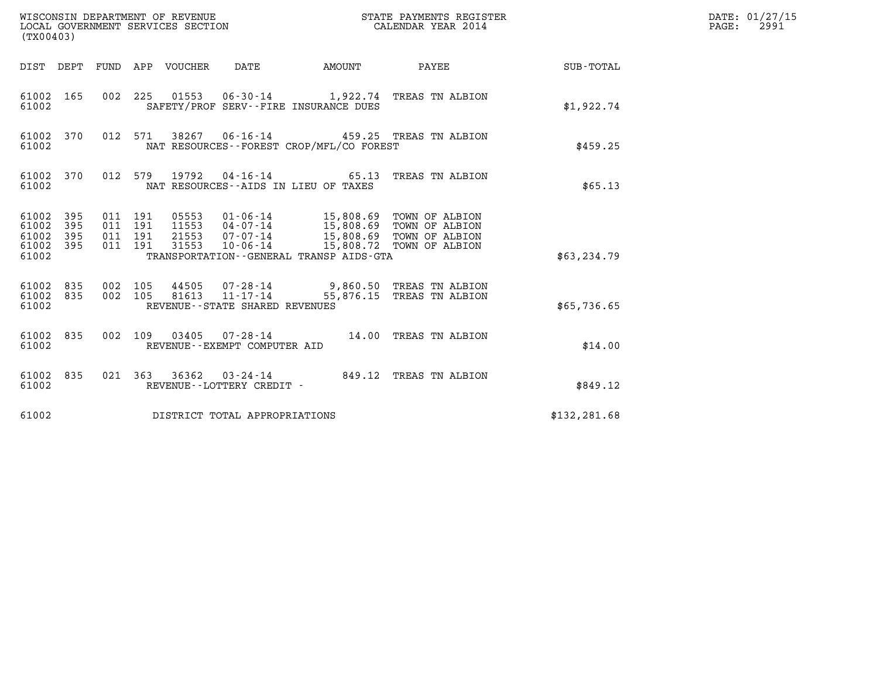WISCONSIN DEPARTMENT OF REVENUE
LOCAL GOVERNMENT SERVICES SECTION
(TX00403)

STATE PAYMENTS REGISTER
CALENDAR YEAR 2014

DATE: 01/27/15

| DIST | DEPT | FUND | APP | VOUCHER | DATE | AMOUNT | PAYEE | SUB-TOTAL |
|---|---|---|---|---|---|---|---|---|
| 61002 | 165 | 002 | 225 | 01553 | 06-30-14 | 1,922.74 | TREAS TN ALBION | |
| 61002 | | | | SAFETY/PROF SERV--FIRE INSURANCE DUES | | | | $1,922.74 |
| 61002 | 370 | 012 | 571 | 38267 | 06-16-14 | 459.25 | TREAS TN ALBION | |
| 61002 | | | | NAT RESOURCES--FOREST CROP/MFL/CO FOREST | | | | $459.25 |
| 61002 | 370 | 012 | 579 | 19792 | 04-16-14 | 65.13 | TREAS TN ALBION | |
| 61002 | | | | NAT RESOURCES--AIDS IN LIEU OF TAXES | | | | $65.13 |
| 61002 | 395 | 011 | 191 | 05553 | 01-06-14 | 15,808.69 | TOWN OF ALBION | |
| 61002 | 395 | 011 | 191 | 11553 | 04-07-14 | 15,808.69 | TOWN OF ALBION | |
| 61002 | 395 | 011 | 191 | 21553 | 07-07-14 | 15,808.69 | TOWN OF ALBION | |
| 61002 | 395 | 011 | 191 | 31553 | 10-06-14 | 15,808.72 | TOWN OF ALBION | |
| 61002 | | | | TRANSPORTATION--GENERAL TRANSP AIDS-GTA | | | | $63,234.79 |
| 61002 | 835 | 002 | 105 | 44505 | 07-28-14 | 9,860.50 | TREAS TN ALBION | |
| 61002 | 835 | 002 | 105 | 81613 | 11-17-14 | 55,876.15 | TREAS TN ALBION | |
| 61002 | | | | REVENUE--STATE SHARED REVENUES | | | | $65,736.65 |
| 61002 | 835 | 002 | 109 | 03405 | 07-28-14 | 14.00 | TREAS TN ALBION | |
| 61002 | | | | REVENUE--EXEMPT COMPUTER AID | | | | $14.00 |
| 61002 | 835 | 021 | 363 | 36362 | 03-24-14 | 849.12 | TREAS TN ALBION | |
| 61002 | | | | REVENUE--LOTTERY CREDIT - | | | | $849.12 |
| 61002 | | | | DISTRICT TOTAL APPROPRIATIONS | | | | $132,281.68 |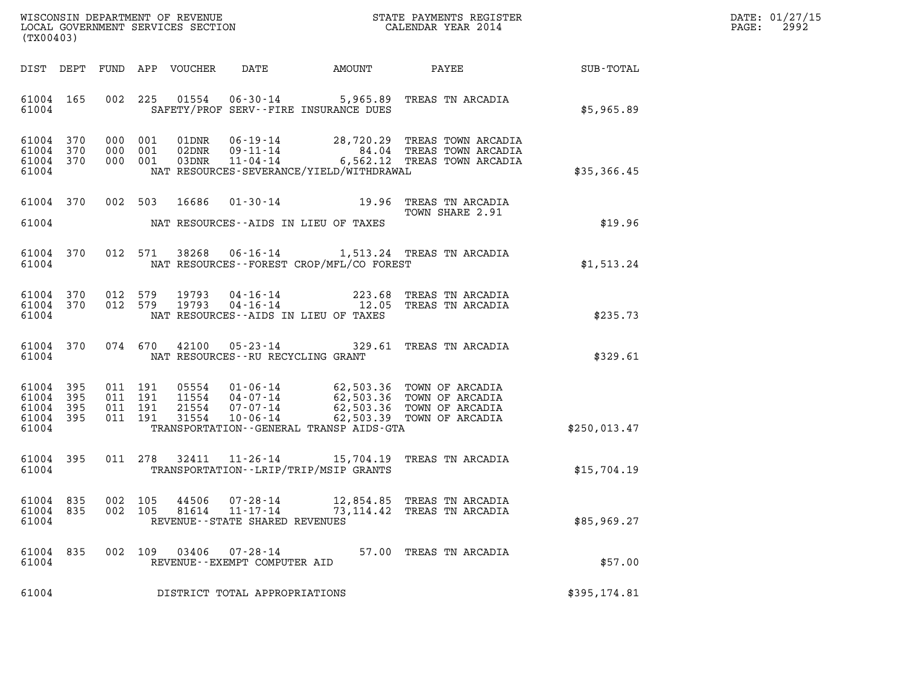WISCONSIN DEPARTMENT OF REVENUE
LOCAL GOVERNMENT SERVICES SECTION
(TX00403)

STATE PAYMENTS REGISTER
CALENDAR YEAR 2014

DATE: 01/27/15
PAGE: 2992

| DIST | DEPT | FUND | APP | VOUCHER | DATE | AMOUNT | PAYEE | SUB-TOTAL |
|---|---|---|---|---|---|---|---|---|
| 61004 | 165 | 002 | 225 | 01554 | 06-30-14 | 5,965.89 | TREAS TN ARCADIA | |
| 61004 | | | | | SAFETY/PROF SERV--FIRE INSURANCE DUES | | | $5,965.89 |
| 61004 | 370 | 000 | 001 | 01DNR | 06-19-14 | 28,720.29 | TREAS TOWN ARCADIA | |
| 61004 | 370 | 000 | 001 | 02DNR | 09-11-14 | 84.04 | TREAS TOWN ARCADIA | |
| 61004 | 370 | 000 | 001 | 03DNR | 11-04-14 | 6,562.12 | TREAS TOWN ARCADIA | |
| 61004 | | | | | NAT RESOURCES-SEVERANCE/YIELD/WITHDRAWAL | | | $35,366.45 |
| 61004 | 370 | 002 | 503 | 16686 | 01-30-14 | 19.96 | TREAS TN ARCADIA TOWN SHARE 2.91 | |
| 61004 | | | | | NAT RESOURCES--AIDS IN LIEU OF TAXES | | | $19.96 |
| 61004 | 370 | 012 | 571 | 38268 | 06-16-14 | 1,513.24 | TREAS TN ARCADIA | |
| 61004 | | | | | NAT RESOURCES--FOREST CROP/MFL/CO FOREST | | | $1,513.24 |
| 61004 | 370 | 012 | 579 | 19793 | 04-16-14 | 223.68 | TREAS TN ARCADIA | |
| 61004 | 370 | 012 | 579 | 19793 | 04-16-14 | 12.05 | TREAS TN ARCADIA | |
| 61004 | | | | | NAT RESOURCES--AIDS IN LIEU OF TAXES | | | $235.73 |
| 61004 | 370 | 074 | 670 | 42100 | 05-23-14 | 329.61 | TREAS TN ARCADIA | |
| 61004 | | | | | NAT RESOURCES--RU RECYCLING GRANT | | | $329.61 |
| 61004 | 395 | 011 | 191 | 05554 | 01-06-14 | 62,503.36 | TOWN OF ARCADIA | |
| 61004 | 395 | 011 | 191 | 11554 | 04-07-14 | 62,503.36 | TOWN OF ARCADIA | |
| 61004 | 395 | 011 | 191 | 21554 | 07-07-14 | 62,503.36 | TOWN OF ARCADIA | |
| 61004 | 395 | 011 | 191 | 31554 | 10-06-14 | 62,503.39 | TOWN OF ARCADIA | |
| 61004 | | | | | TRANSPORTATION--GENERAL TRANSP AIDS-GTA | | | $250,013.47 |
| 61004 | 395 | 011 | 278 | 32411 | 11-26-14 | 15,704.19 | TREAS TN ARCADIA | |
| 61004 | | | | | TRANSPORTATION--LRIP/TRIP/MSIP GRANTS | | | $15,704.19 |
| 61004 | 835 | 002 | 105 | 44506 | 07-28-14 | 12,854.85 | TREAS TN ARCADIA | |
| 61004 | 835 | 002 | 105 | 81614 | 11-17-14 | 73,114.42 | TREAS TN ARCADIA | |
| 61004 | | | | | REVENUE--STATE SHARED REVENUES | | | $85,969.27 |
| 61004 | 835 | 002 | 109 | 03406 | 07-28-14 | 57.00 | TREAS TN ARCADIA | |
| 61004 | | | | | REVENUE--EXEMPT COMPUTER AID | | | $57.00 |
| 61004 | | | | | DISTRICT TOTAL APPROPRIATIONS | | | $395,174.81 |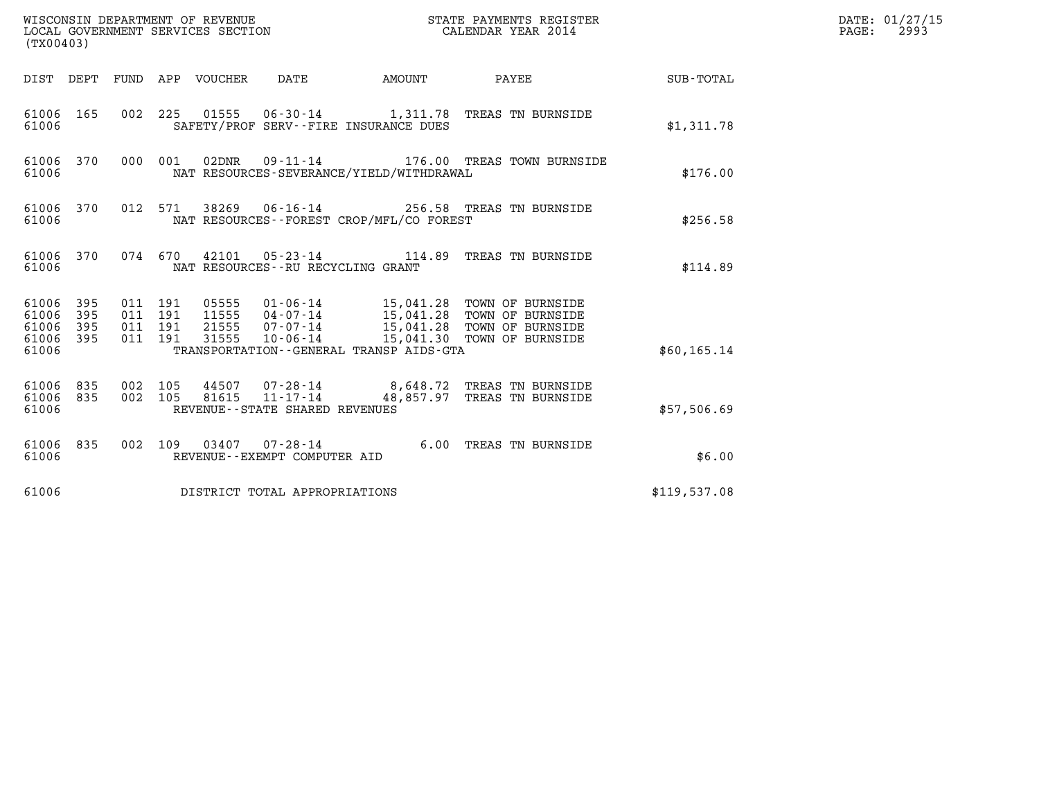WISCONSIN DEPARTMENT OF REVENUE
LOCAL GOVERNMENT SERVICES SECTION
(TX00403)

STATE PAYMENTS REGISTER
CALENDAR YEAR 2014

DATE: 01/27/15

| DIST | DEPT | FUND | APP | VOUCHER | DATE | AMOUNT | PAYEE | SUB-TOTAL |
|---|---|---|---|---|---|---|---|---|
| 61006 | 165 | 002 | 225 | 01555 | 06-30-14 | 1,311.78 | TREAS TN BURNSIDE | |
| 61006 | | | | | SAFETY/PROF SERV--FIRE INSURANCE DUES | | | $1,311.78 |
| 61006 | 370 | 000 | 001 | 02DNR | 09-11-14 | 176.00 | TREAS TOWN BURNSIDE | |
| 61006 | | | | | NAT RESOURCES-SEVERANCE/YIELD/WITHDRAWAL | | | $176.00 |
| 61006 | 370 | 012 | 571 | 38269 | 06-16-14 | 256.58 | TREAS TN BURNSIDE | |
| 61006 | | | | | NAT RESOURCES--FOREST CROP/MFL/CO FOREST | | | $256.58 |
| 61006 | 370 | 074 | 670 | 42101 | 05-23-14 | 114.89 | TREAS TN BURNSIDE | |
| 61006 | | | | | NAT RESOURCES--RU RECYCLING GRANT | | | $114.89 |
| 61006 | 395 | 011 | 191 | 05555 | 01-06-14 | 15,041.28 | TOWN OF BURNSIDE | |
| 61006 | 395 | 011 | 191 | 11555 | 04-07-14 | 15,041.28 | TOWN OF BURNSIDE | |
| 61006 | 395 | 011 | 191 | 21555 | 07-07-14 | 15,041.28 | TOWN OF BURNSIDE | |
| 61006 | 395 | 011 | 191 | 31555 | 10-06-14 | 15,041.30 | TOWN OF BURNSIDE | |
| 61006 | | | | | TRANSPORTATION--GENERAL TRANSP AIDS-GTA | | | $60,165.14 |
| 61006 | 835 | 002 | 105 | 44507 | 07-28-14 | 8,648.72 | TREAS TN BURNSIDE | |
| 61006 | 835 | 002 | 105 | 81615 | 11-17-14 | 48,857.97 | TREAS TN BURNSIDE | |
| 61006 | | | | | REVENUE--STATE SHARED REVENUES | | | $57,506.69 |
| 61006 | 835 | 002 | 109 | 03407 | 07-28-14 | 6.00 | TREAS TN BURNSIDE | |
| 61006 | | | | | REVENUE--EXEMPT COMPUTER AID | | | $6.00 |
| 61006 | | | | | DISTRICT TOTAL APPROPRIATIONS | | | $119,537.08 |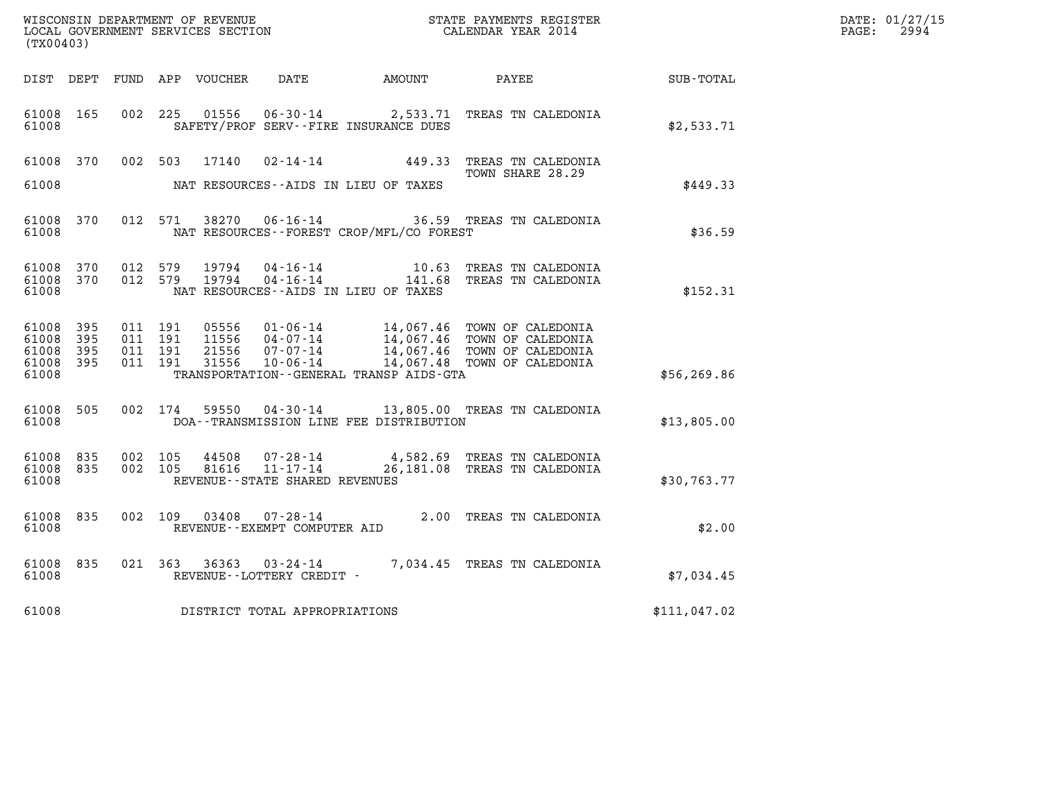WISCONSIN DEPARTMENT OF REVENUE
LOCAL GOVERNMENT SERVICES SECTION
(TX00403)

STATE PAYMENTS REGISTER
CALENDAR YEAR 2014

DATE: 01/27/15
PAGE: 2994

| DIST | DEPT | FUND | APP | VOUCHER | DATE | AMOUNT | PAYEE | SUB-TOTAL |
|---|---|---|---|---|---|---|---|---|
| 61008 | 165 | 002 | 225 | 01556 | 06-30-14 | 2,533.71 | TREAS TN CALEDONIA | |
| 61008 | | | | | SAFETY/PROF SERV--FIRE INSURANCE DUES | | | $2,533.71 |
| 61008 | 370 | 002 | 503 | 17140 | 02-14-14 | 449.33 | TREAS TN CALEDONIA TOWN SHARE 28.29 | |
| 61008 | | | | | NAT RESOURCES--AIDS IN LIEU OF TAXES | | | $449.33 |
| 61008 | 370 | 012 | 571 | 38270 | 06-16-14 | 36.59 | TREAS TN CALEDONIA | |
| 61008 | | | | | NAT RESOURCES--FOREST CROP/MFL/CO FOREST | | | $36.59 |
| 61008 | 370 | 012 | 579 | 19794 | 04-16-14 | 10.63 | TREAS TN CALEDONIA | |
| 61008 | 370 | 012 | 579 | 19794 | 04-16-14 | 141.68 | TREAS TN CALEDONIA | |
| 61008 | | | | | NAT RESOURCES--AIDS IN LIEU OF TAXES | | | $152.31 |
| 61008 | 395 | 011 | 191 | 05556 | 01-06-14 | 14,067.46 | TOWN OF CALEDONIA | |
| 61008 | 395 | 011 | 191 | 11556 | 04-07-14 | 14,067.46 | TOWN OF CALEDONIA | |
| 61008 | 395 | 011 | 191 | 21556 | 07-07-14 | 14,067.46 | TOWN OF CALEDONIA | |
| 61008 | 395 | 011 | 191 | 31556 | 10-06-14 | 14,067.48 | TOWN OF CALEDONIA | |
| 61008 | | | | | TRANSPORTATION--GENERAL TRANSP AIDS-GTA | | | $56,269.86 |
| 61008 | 505 | 002 | 174 | 59550 | 04-30-14 | 13,805.00 | TREAS TN CALEDONIA | |
| 61008 | | | | | DOA--TRANSMISSION LINE FEE DISTRIBUTION | | | $13,805.00 |
| 61008 | 835 | 002 | 105 | 44508 | 07-28-14 | 4,582.69 | TREAS TN CALEDONIA | |
| 61008 | 835 | 002 | 105 | 81616 | 11-17-14 | 26,181.08 | TREAS TN CALEDONIA | |
| 61008 | | | | | REVENUE--STATE SHARED REVENUES | | | $30,763.77 |
| 61008 | 835 | 002 | 109 | 03408 | 07-28-14 | 2.00 | TREAS TN CALEDONIA | |
| 61008 | | | | | REVENUE--EXEMPT COMPUTER AID | | | $2.00 |
| 61008 | 835 | 021 | 363 | 36363 | 03-24-14 | 7,034.45 | TREAS TN CALEDONIA | |
| 61008 | | | | | REVENUE--LOTTERY CREDIT - | | | $7,034.45 |
| 61008 | | | | | DISTRICT TOTAL APPROPRIATIONS | | | $111,047.02 |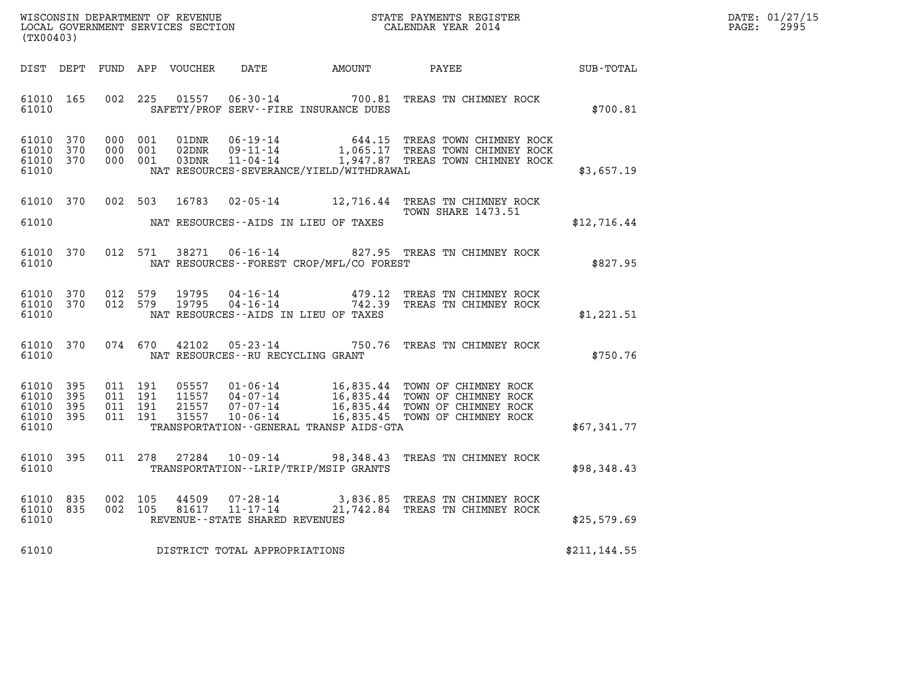WISCONSIN DEPARTMENT OF REVENUE
LOCAL GOVERNMENT SERVICES SECTION
(TX00403)

STATE PAYMENTS REGISTER
CALENDAR YEAR 2014

DATE: 01/27/15
PAGE: 2995

| DIST | DEPT | FUND | APP | VOUCHER | DATE | AMOUNT | PAYEE | SUB-TOTAL |
|---|---|---|---|---|---|---|---|---|
| 61010 | 165 | 002 | 225 | 01557 | 06-30-14 | 700.81 | TREAS TN CHIMNEY ROCK | |
| 61010 | | | | | SAFETY/PROF SERV--FIRE INSURANCE DUES | | | $700.81 |
| 61010 | 370 | 000 | 001 | 01DNR | 06-19-14 | 644.15 | TREAS TOWN CHIMNEY ROCK | |
| 61010 | 370 | 000 | 001 | 02DNR | 09-11-14 | 1,065.17 | TREAS TOWN CHIMNEY ROCK | |
| 61010 | 370 | 000 | 001 | 03DNR | 11-04-14 | 1,947.87 | TREAS TOWN CHIMNEY ROCK | |
| 61010 | | | | | NAT RESOURCES-SEVERANCE/YIELD/WITHDRAWAL | | | $3,657.19 |
| 61010 | 370 | 002 | 503 | 16783 | 02-05-14 | 12,716.44 | TREAS TN CHIMNEY ROCK TOWN SHARE 1473.51 | |
| 61010 | | | | | NAT RESOURCES--AIDS IN LIEU OF TAXES | | | $12,716.44 |
| 61010 | 370 | 012 | 571 | 38271 | 06-16-14 | 827.95 | TREAS TN CHIMNEY ROCK | |
| 61010 | | | | | NAT RESOURCES--FOREST CROP/MFL/CO FOREST | | | $827.95 |
| 61010 | 370 | 012 | 579 | 19795 | 04-16-14 | 479.12 | TREAS TN CHIMNEY ROCK | |
| 61010 | 370 | 012 | 579 | 19795 | 04-16-14 | 742.39 | TREAS TN CHIMNEY ROCK | |
| 61010 | | | | | NAT RESOURCES--AIDS IN LIEU OF TAXES | | | $1,221.51 |
| 61010 | 370 | 074 | 670 | 42102 | 05-23-14 | 750.76 | TREAS TN CHIMNEY ROCK | |
| 61010 | | | | | NAT RESOURCES--RU RECYCLING GRANT | | | $750.76 |
| 61010 | 395 | 011 | 191 | 05557 | 01-06-14 | 16,835.44 | TOWN OF CHIMNEY ROCK | |
| 61010 | 395 | 011 | 191 | 11557 | 04-07-14 | 16,835.44 | TOWN OF CHIMNEY ROCK | |
| 61010 | 395 | 011 | 191 | 21557 | 07-07-14 | 16,835.44 | TOWN OF CHIMNEY ROCK | |
| 61010 | 395 | 011 | 191 | 31557 | 10-06-14 | 16,835.45 | TOWN OF CHIMNEY ROCK | |
| 61010 | | | | | TRANSPORTATION--GENERAL TRANSP AIDS-GTA | | | $67,341.77 |
| 61010 | 395 | 011 | 278 | 27284 | 10-09-14 | 98,348.43 | TREAS TN CHIMNEY ROCK | |
| 61010 | | | | | TRANSPORTATION--LRIP/TRIP/MSIP GRANTS | | | $98,348.43 |
| 61010 | 835 | 002 | 105 | 44509 | 07-28-14 | 3,836.85 | TREAS TN CHIMNEY ROCK | |
| 61010 | 835 | 002 | 105 | 81617 | 11-17-14 | 21,742.84 | TREAS TN CHIMNEY ROCK | |
| 61010 | | | | | REVENUE--STATE SHARED REVENUES | | | $25,579.69 |
| 61010 | | | | | DISTRICT TOTAL APPROPRIATIONS | | | $211,144.55 |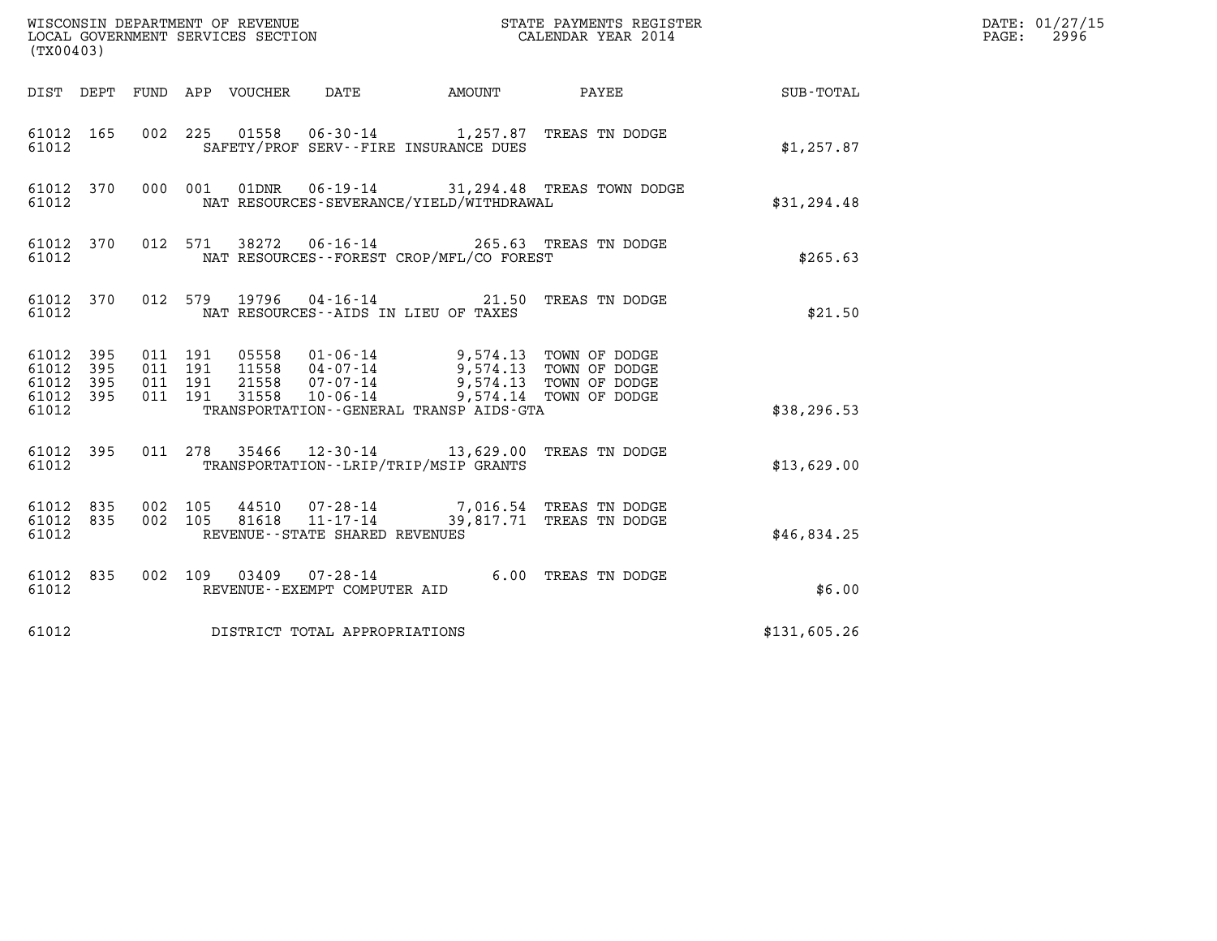WISCONSIN DEPARTMENT OF REVENUE
LOCAL GOVERNMENT SERVICES SECTION
(TX00403)

STATE PAYMENTS REGISTER
CALENDAR YEAR 2014

DATE: 01/27/15
PAGE: 2996

| DIST | DEPT | FUND | APP | VOUCHER | DATE | AMOUNT | PAYEE | SUB-TOTAL |
|---|---|---|---|---|---|---|---|---|
| 61012 | 165 | 002 | 225 | 01558 | 06-30-14 | 1,257.87 | TREAS TN DODGE | |
| 61012 | | | | SAFETY/PROF SERV--FIRE INSURANCE DUES | | | | $1,257.87 |
| 61012 | 370 | 000 | 001 | 01DNR | 06-19-14 | 31,294.48 | TREAS TOWN DODGE | |
| 61012 | | | | NAT RESOURCES-SEVERANCE/YIELD/WITHDRAWAL | | | | $31,294.48 |
| 61012 | 370 | 012 | 571 | 38272 | 06-16-14 | 265.63 | TREAS TN DODGE | |
| 61012 | | | | NAT RESOURCES--FOREST CROP/MFL/CO FOREST | | | | $265.63 |
| 61012 | 370 | 012 | 579 | 19796 | 04-16-14 | 21.50 | TREAS TN DODGE | |
| 61012 | | | | NAT RESOURCES--AIDS IN LIEU OF TAXES | | | | $21.50 |
| 61012 | 395 | 011 | 191 | 05558 | 01-06-14 | 9,574.13 | TOWN OF DODGE | |
| 61012 | 395 | 011 | 191 | 11558 | 04-07-14 | 9,574.13 | TOWN OF DODGE | |
| 61012 | 395 | 011 | 191 | 21558 | 07-07-14 | 9,574.13 | TOWN OF DODGE | |
| 61012 | 395 | 011 | 191 | 31558 | 10-06-14 | 9,574.14 | TOWN OF DODGE | |
| 61012 | | | | TRANSPORTATION--GENERAL TRANSP AIDS-GTA | | | | $38,296.53 |
| 61012 | 395 | 011 | 278 | 35466 | 12-30-14 | 13,629.00 | TREAS TN DODGE | |
| 61012 | | | | TRANSPORTATION--LRIP/TRIP/MSIP GRANTS | | | | $13,629.00 |
| 61012 | 835 | 002 | 105 | 44510 | 07-28-14 | 7,016.54 | TREAS TN DODGE | |
| 61012 | 835 | 002 | 105 | 81618 | 11-17-14 | 39,817.71 | TREAS TN DODGE | |
| 61012 | | | | REVENUE--STATE SHARED REVENUES | | | | $46,834.25 |
| 61012 | 835 | 002 | 109 | 03409 | 07-28-14 | 6.00 | TREAS TN DODGE | |
| 61012 | | | | REVENUE--EXEMPT COMPUTER AID | | | | $6.00 |
| 61012 | | | | DISTRICT TOTAL APPROPRIATIONS | | | | $131,605.26 |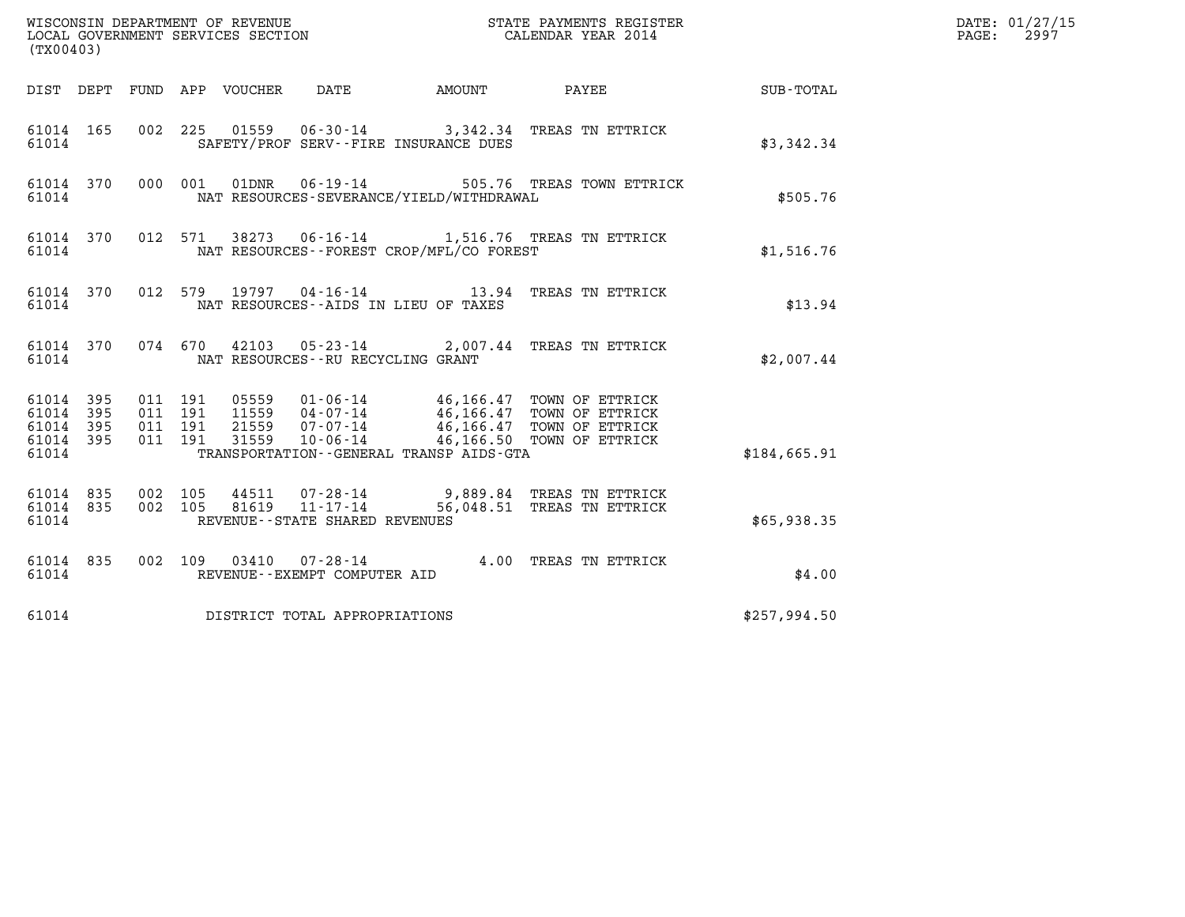WISCONSIN DEPARTMENT OF REVENUE
LOCAL GOVERNMENT SERVICES SECTION
(TX00403)

STATE PAYMENTS REGISTER
CALENDAR YEAR 2014

DATE: 01/27/15

| DIST | DEPT | FUND | APP | VOUCHER | DATE | AMOUNT | PAYEE | SUB-TOTAL |
|---|---|---|---|---|---|---|---|---|
| 61014 | 165 | 002 | 225 | 01559 | 06-30-14 | 3,342.34 | TREAS TN ETTRICK | |
| 61014 | | | | SAFETY/PROF SERV--FIRE INSURANCE DUES | | | | $3,342.34 |
| 61014 | 370 | 000 | 001 | 01DNR | 06-19-14 | 505.76 | TREAS TOWN ETTRICK | |
| 61014 | | | | NAT RESOURCES-SEVERANCE/YIELD/WITHDRAWAL | | | | $505.76 |
| 61014 | 370 | 012 | 571 | 38273 | 06-16-14 | 1,516.76 | TREAS TN ETTRICK | |
| 61014 | | | | NAT RESOURCES--FOREST CROP/MFL/CO FOREST | | | | $1,516.76 |
| 61014 | 370 | 012 | 579 | 19797 | 04-16-14 | 13.94 | TREAS TN ETTRICK | |
| 61014 | | | | NAT RESOURCES--AIDS IN LIEU OF TAXES | | | | $13.94 |
| 61014 | 370 | 074 | 670 | 42103 | 05-23-14 | 2,007.44 | TREAS TN ETTRICK | |
| 61014 | | | | NAT RESOURCES--RU RECYCLING GRANT | | | | $2,007.44 |
| 61014 | 395 | 011 | 191 | 05559 | 01-06-14 | 46,166.47 | TOWN OF ETTRICK | |
| 61014 | 395 | 011 | 191 | 11559 | 04-07-14 | 46,166.47 | TOWN OF ETTRICK | |
| 61014 | 395 | 011 | 191 | 21559 | 07-07-14 | 46,166.47 | TOWN OF ETTRICK | |
| 61014 | 395 | 011 | 191 | 31559 | 10-06-14 | 46,166.50 | TOWN OF ETTRICK | |
| 61014 | | | | TRANSPORTATION--GENERAL TRANSP AIDS-GTA | | | | $184,665.91 |
| 61014 | 835 | 002 | 105 | 44511 | 07-28-14 | 9,889.84 | TREAS TN ETTRICK | |
| 61014 | 835 | 002 | 105 | 81619 | 11-17-14 | 56,048.51 | TREAS TN ETTRICK | |
| 61014 | | | | REVENUE--STATE SHARED REVENUES | | | | $65,938.35 |
| 61014 | 835 | 002 | 109 | 03410 | 07-28-14 | 4.00 | TREAS TN ETTRICK | |
| 61014 | | | | REVENUE--EXEMPT COMPUTER AID | | | | $4.00 |
| 61014 | | | | DISTRICT TOTAL APPROPRIATIONS | | | | $257,994.50 |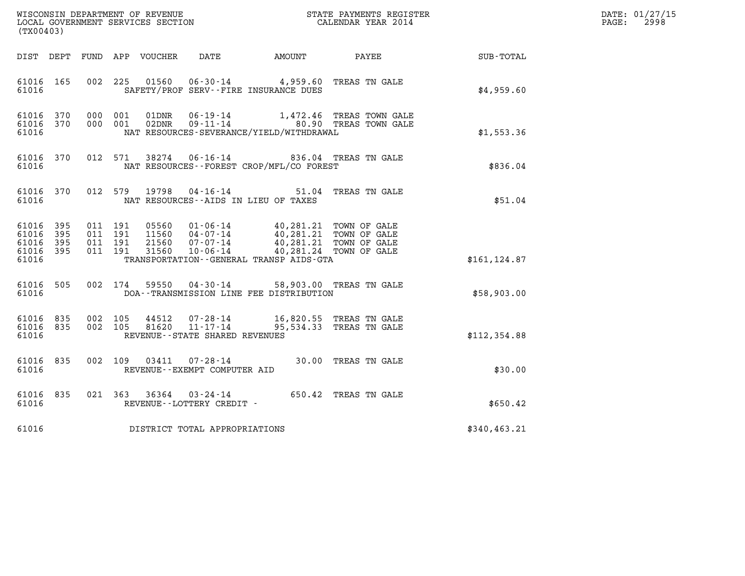WISCONSIN DEPARTMENT OF REVENUE
LOCAL GOVERNMENT SERVICES SECTION
(TX00403)

STATE PAYMENTS REGISTER
CALENDAR YEAR 2014

DATE: 01/27/15
PAGE: 2998

| DIST | DEPT | FUND | APP | VOUCHER | DATE | AMOUNT | PAYEE | SUB-TOTAL |
|---|---|---|---|---|---|---|---|---|
| 61016 | 165 | 002 | 225 | 01560 | 06-30-14 | 4,959.60 | TREAS TN GALE | |
| 61016 | | | | SAFETY/PROF SERV--FIRE INSURANCE DUES | | | | $4,959.60 |
| 61016 | 370 | 000 | 001 | 01DNR | 06-19-14 | 1,472.46 | TREAS TOWN GALE | |
| 61016 | 370 | 000 | 001 | 02DNR | 09-11-14 | 80.90 | TREAS TOWN GALE | |
| 61016 | | | | NAT RESOURCES-SEVERANCE/YIELD/WITHDRAWAL | | | | $1,553.36 |
| 61016 | 370 | 012 | 571 | 38274 | 06-16-14 | 836.04 | TREAS TN GALE | |
| 61016 | | | | NAT RESOURCES--FOREST CROP/MFL/CO FOREST | | | | $836.04 |
| 61016 | 370 | 012 | 579 | 19798 | 04-16-14 | 51.04 | TREAS TN GALE | |
| 61016 | | | | NAT RESOURCES--AIDS IN LIEU OF TAXES | | | | $51.04 |
| 61016 | 395 | 011 | 191 | 05560 | 01-06-14 | 40,281.21 | TOWN OF GALE | |
| 61016 | 395 | 011 | 191 | 11560 | 04-07-14 | 40,281.21 | TOWN OF GALE | |
| 61016 | 395 | 011 | 191 | 21560 | 07-07-14 | 40,281.21 | TOWN OF GALE | |
| 61016 | 395 | 011 | 191 | 31560 | 10-06-14 | 40,281.24 | TOWN OF GALE | |
| 61016 | | | | TRANSPORTATION--GENERAL TRANSP AIDS-GTA | | | | $161,124.87 |
| 61016 | 505 | 002 | 174 | 59550 | 04-30-14 | 58,903.00 | TREAS TN GALE | |
| 61016 | | | | DOA--TRANSMISSION LINE FEE DISTRIBUTION | | | | $58,903.00 |
| 61016 | 835 | 002 | 105 | 44512 | 07-28-14 | 16,820.55 | TREAS TN GALE | |
| 61016 | 835 | 002 | 105 | 81620 | 11-17-14 | 95,534.33 | TREAS TN GALE | |
| 61016 | | | | REVENUE--STATE SHARED REVENUES | | | | $112,354.88 |
| 61016 | 835 | 002 | 109 | 03411 | 07-28-14 | 30.00 | TREAS TN GALE | |
| 61016 | | | | REVENUE--EXEMPT COMPUTER AID | | | | $30.00 |
| 61016 | 835 | 021 | 363 | 36364 | 03-24-14 | 650.42 | TREAS TN GALE | |
| 61016 | | | | REVENUE--LOTTERY CREDIT - | | | | $650.42 |
| 61016 | | | | DISTRICT TOTAL APPROPRIATIONS | | | | $340,463.21 |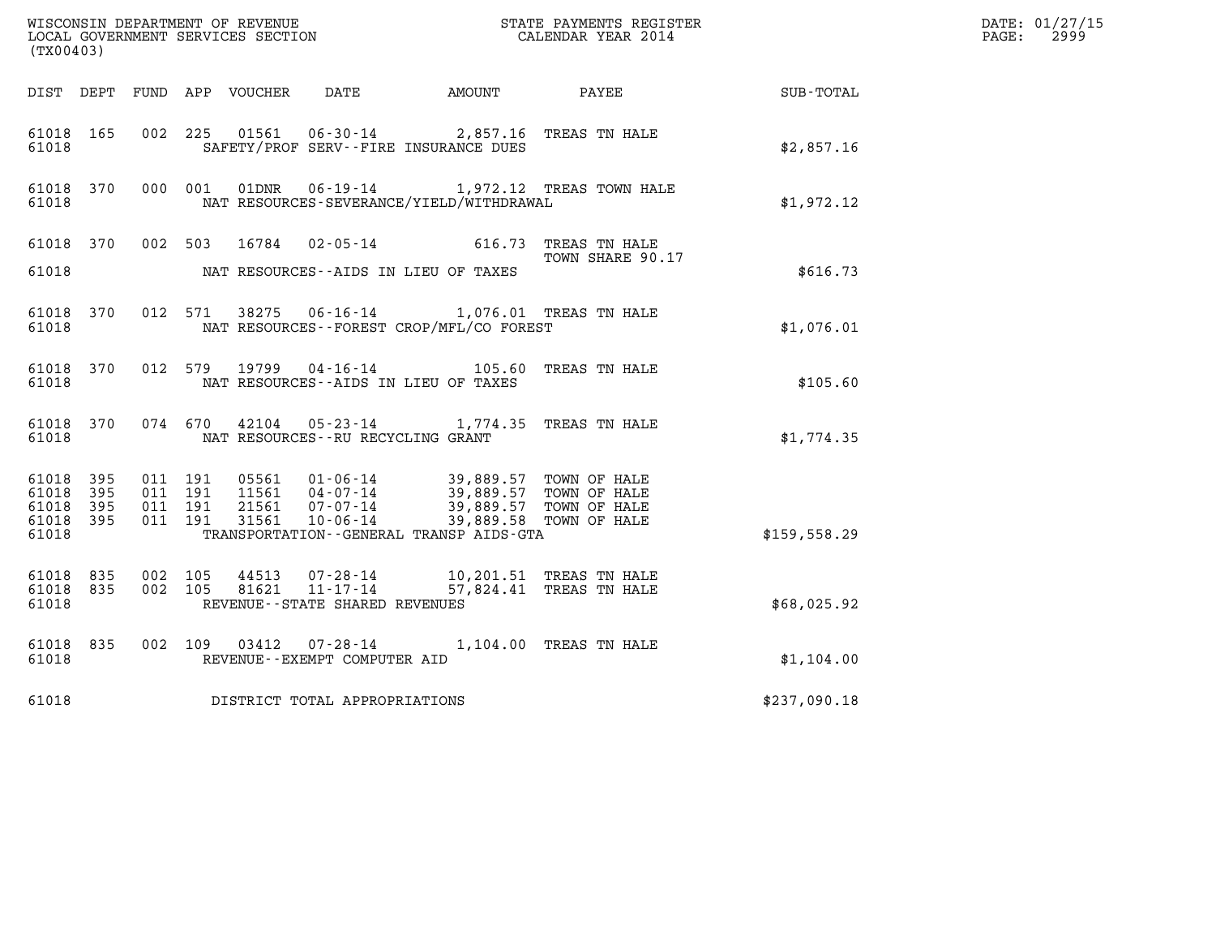WISCONSIN DEPARTMENT OF REVENUE
LOCAL GOVERNMENT SERVICES SECTION
(TX00403)

STATE PAYMENTS REGISTER
CALENDAR YEAR 2014

DATE: 01/27/15
PAGE: 2999

| DIST | DEPT | FUND | APP | VOUCHER | DATE | AMOUNT | PAYEE | SUB-TOTAL |
|---|---|---|---|---|---|---|---|---|
| 61018 | 165 | 002 | 225 | 01561 | 06-30-14 | 2,857.16 | TREAS TN HALE | |
| 61018 | | | | | SAFETY/PROF SERV--FIRE INSURANCE DUES | | | $2,857.16 |
| 61018 | 370 | 000 | 001 | 01DNR | 06-19-14 | 1,972.12 | TREAS TOWN HALE | |
| 61018 | | | | | NAT RESOURCES-SEVERANCE/YIELD/WITHDRAWAL | | | $1,972.12 |
| 61018 | 370 | 002 | 503 | 16784 | 02-05-14 | 616.73 | TREAS TN HALE TOWN SHARE 90.17 | |
| 61018 | | | | | NAT RESOURCES--AIDS IN LIEU OF TAXES | | | $616.73 |
| 61018 | 370 | 012 | 571 | 38275 | 06-16-14 | 1,076.01 | TREAS TN HALE | |
| 61018 | | | | | NAT RESOURCES--FOREST CROP/MFL/CO FOREST | | | $1,076.01 |
| 61018 | 370 | 012 | 579 | 19799 | 04-16-14 | 105.60 | TREAS TN HALE | |
| 61018 | | | | | NAT RESOURCES--AIDS IN LIEU OF TAXES | | | $105.60 |
| 61018 | 370 | 074 | 670 | 42104 | 05-23-14 | 1,774.35 | TREAS TN HALE | |
| 61018 | | | | | NAT RESOURCES--RU RECYCLING GRANT | | | $1,774.35 |
| 61018 | 395 | 011 | 191 | 05561 | 01-06-14 | 39,889.57 | TOWN OF HALE | |
| 61018 | 395 | 011 | 191 | 11561 | 04-07-14 | 39,889.57 | TOWN OF HALE | |
| 61018 | 395 | 011 | 191 | 21561 | 07-07-14 | 39,889.57 | TOWN OF HALE | |
| 61018 | 395 | 011 | 191 | 31561 | 10-06-14 | 39,889.58 | TOWN OF HALE | |
| 61018 | | | | | TRANSPORTATION--GENERAL TRANSP AIDS-GTA | | | $159,558.29 |
| 61018 | 835 | 002 | 105 | 44513 | 07-28-14 | 10,201.51 | TREAS TN HALE | |
| 61018 | 835 | 002 | 105 | 81621 | 11-17-14 | 57,824.41 | TREAS TN HALE | |
| 61018 | | | | | REVENUE--STATE SHARED REVENUES | | | $68,025.92 |
| 61018 | 835 | 002 | 109 | 03412 | 07-28-14 | 1,104.00 | TREAS TN HALE | |
| 61018 | | | | | REVENUE--EXEMPT COMPUTER AID | | | $1,104.00 |
| 61018 | | | | | DISTRICT TOTAL APPROPRIATIONS | | | $237,090.18 |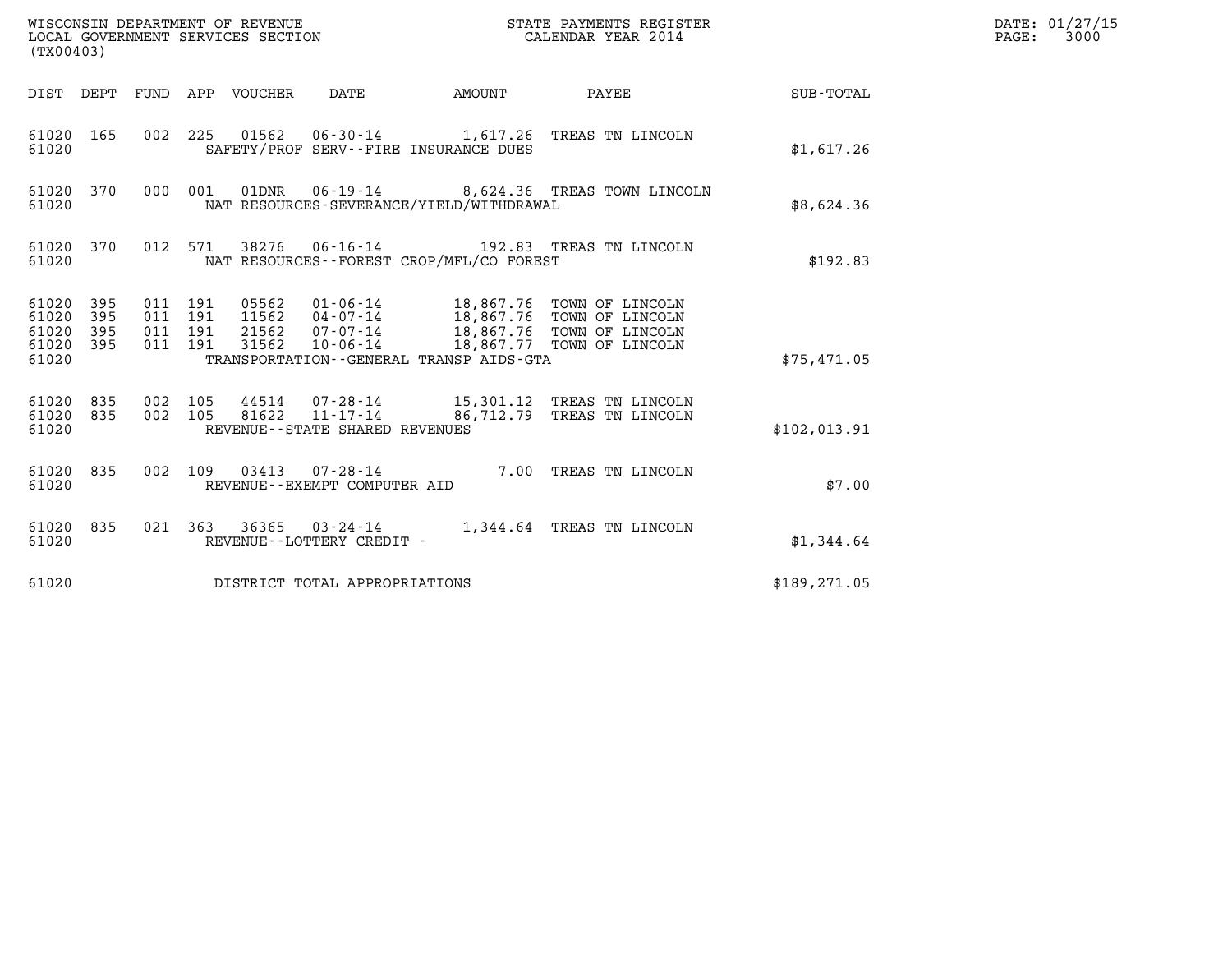WISCONSIN DEPARTMENT OF REVENUE
LOCAL GOVERNMENT SERVICES SECTION
(TX00403)

STATE PAYMENTS REGISTER
CALENDAR YEAR 2014

DATE: 01/27/15
PAGE: 3000

| DIST | DEPT | FUND | APP | VOUCHER | DATE | AMOUNT | PAYEE | SUB-TOTAL |
|---|---|---|---|---|---|---|---|---|
| 61020 | 165 | 002 | 225 | 01562 | 06-30-14 | 1,617.26 | TREAS TN LINCOLN | |
| 61020 | | | | | SAFETY/PROF SERV--FIRE INSURANCE DUES | | | $1,617.26 |
| 61020 | 370 | 000 | 001 | 01DNR | 06-19-14 | 8,624.36 | TREAS TOWN LINCOLN | |
| 61020 | | | | | NAT RESOURCES-SEVERANCE/YIELD/WITHDRAWAL | | | $8,624.36 |
| 61020 | 370 | 012 | 571 | 38276 | 06-16-14 | 192.83 | TREAS TN LINCOLN | |
| 61020 | | | | | NAT RESOURCES--FOREST CROP/MFL/CO FOREST | | | $192.83 |
| 61020 | 395 | 011 | 191 | 05562 | 01-06-14 | 18,867.76 | TOWN OF LINCOLN | |
| 61020 | 395 | 011 | 191 | 11562 | 04-07-14 | 18,867.76 | TOWN OF LINCOLN | |
| 61020 | 395 | 011 | 191 | 21562 | 07-07-14 | 18,867.76 | TOWN OF LINCOLN | |
| 61020 | 395 | 011 | 191 | 31562 | 10-06-14 | 18,867.77 | TOWN OF LINCOLN | |
| 61020 | | | | | TRANSPORTATION--GENERAL TRANSP AIDS-GTA | | | $75,471.05 |
| 61020 | 835 | 002 | 105 | 44514 | 07-28-14 | 15,301.12 | TREAS TN LINCOLN | |
| 61020 | 835 | 002 | 105 | 81622 | 11-17-14 | 86,712.79 | TREAS TN LINCOLN | |
| 61020 | | | | | REVENUE--STATE SHARED REVENUES | | | $102,013.91 |
| 61020 | 835 | 002 | 109 | 03413 | 07-28-14 | 7.00 | TREAS TN LINCOLN | |
| 61020 | | | | | REVENUE--EXEMPT COMPUTER AID | | | $7.00 |
| 61020 | 835 | 021 | 363 | 36365 | 03-24-14 | 1,344.64 | TREAS TN LINCOLN | |
| 61020 | | | | | REVENUE--LOTTERY CREDIT - | | | $1,344.64 |
| 61020 | | | | | DISTRICT TOTAL APPROPRIATIONS | | | $189,271.05 |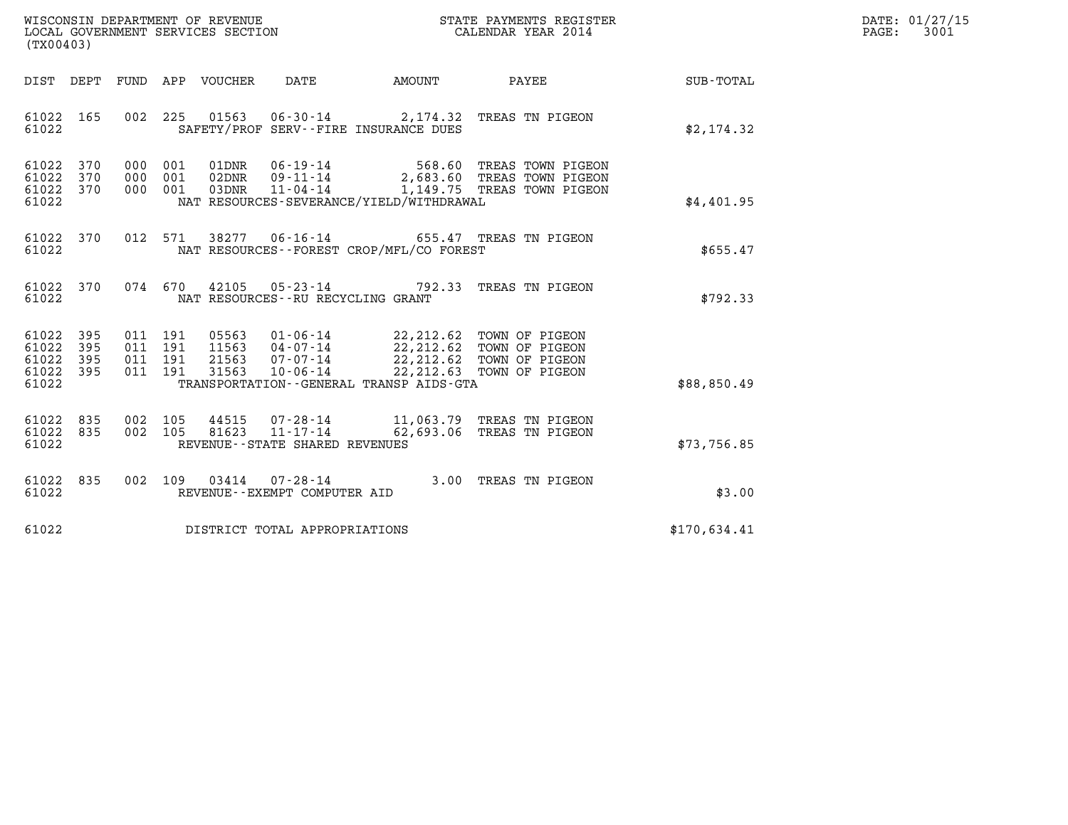WISCONSIN DEPARTMENT OF REVENUE
LOCAL GOVERNMENT SERVICES SECTION
(TX00403)

STATE PAYMENTS REGISTER
CALENDAR YEAR 2014

| DIST | DEPT | FUND | APP | VOUCHER | DATE | AMOUNT | PAYEE | SUB-TOTAL |
|---|---|---|---|---|---|---|---|---|
| 61022 | 165 | 002 | 225 | 01563 | 06-30-14 | 2,174.32 | TREAS TN PIGEON | |
| 61022 | | | | SAFETY/PROF SERV--FIRE INSURANCE DUES | | | | $2,174.32 |
| 61022 | 370 | 000 | 001 | 01DNR | 06-19-14 | 568.60 | TREAS TOWN PIGEON | |
| 61022 | 370 | 000 | 001 | 02DNR | 09-11-14 | 2,683.60 | TREAS TOWN PIGEON | |
| 61022 | 370 | 000 | 001 | 03DNR | 11-04-14 | 1,149.75 | TREAS TOWN PIGEON | |
| 61022 | | | | NAT RESOURCES-SEVERANCE/YIELD/WITHDRAWAL | | | | $4,401.95 |
| 61022 | 370 | 012 | 571 | 38277 | 06-16-14 | 655.47 | TREAS TN PIGEON | |
| 61022 | | | | NAT RESOURCES--FOREST CROP/MFL/CO FOREST | | | | $655.47 |
| 61022 | 370 | 074 | 670 | 42105 | 05-23-14 | 792.33 | TREAS TN PIGEON | |
| 61022 | | | | NAT RESOURCES--RU RECYCLING GRANT | | | | $792.33 |
| 61022 | 395 | 011 | 191 | 05563 | 01-06-14 | 22,212.62 | TOWN OF PIGEON | |
| 61022 | 395 | 011 | 191 | 11563 | 04-07-14 | 22,212.62 | TOWN OF PIGEON | |
| 61022 | 395 | 011 | 191 | 21563 | 07-07-14 | 22,212.62 | TOWN OF PIGEON | |
| 61022 | 395 | 011 | 191 | 31563 | 10-06-14 | 22,212.63 | TOWN OF PIGEON | |
| 61022 | | | | TRANSPORTATION--GENERAL TRANSP AIDS-GTA | | | | $88,850.49 |
| 61022 | 835 | 002 | 105 | 44515 | 07-28-14 | 11,063.79 | TREAS TN PIGEON | |
| 61022 | 835 | 002 | 105 | 81623 | 11-17-14 | 62,693.06 | TREAS TN PIGEON | |
| 61022 | | | | REVENUE--STATE SHARED REVENUES | | | | $73,756.85 |
| 61022 | 835 | 002 | 109 | 03414 | 07-28-14 | 3.00 | TREAS TN PIGEON | |
| 61022 | | | | REVENUE--EXEMPT COMPUTER AID | | | | $3.00 |
| 61022 | | | | DISTRICT TOTAL APPROPRIATIONS | | | | $170,634.41 |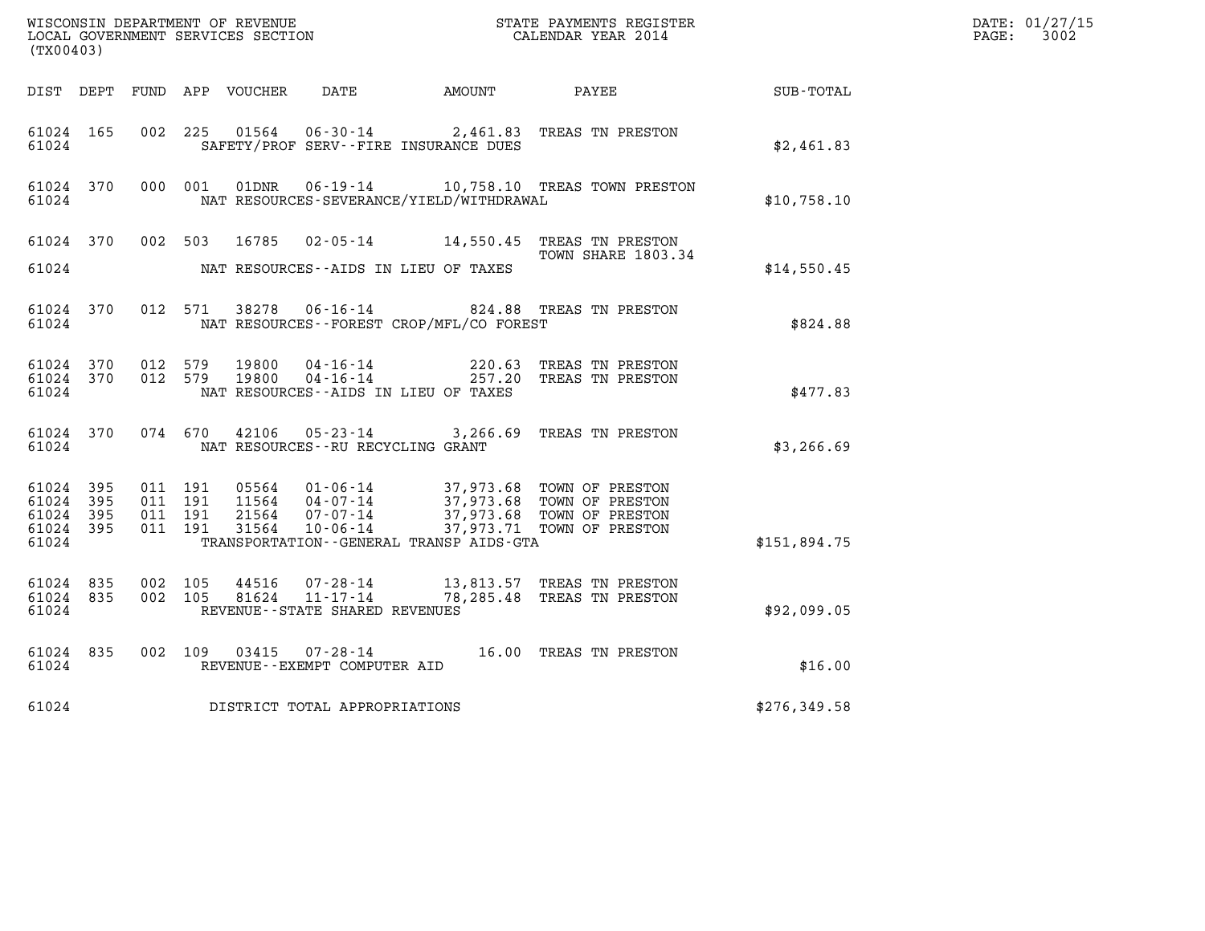WISCONSIN DEPARTMENT OF REVENUE
LOCAL GOVERNMENT SERVICES SECTION
(TX00403)

STATE PAYMENTS REGISTER
CALENDAR YEAR 2014

DATE: 01/27/15
PAGE: 3002

| DIST | DEPT | FUND | APP | VOUCHER | DATE | AMOUNT | PAYEE | SUB-TOTAL |
|---|---|---|---|---|---|---|---|---|
| 61024 | 165 | 002 | 225 | 01564 | 06-30-14 | 2,461.83 | TREAS TN PRESTON | |
| 61024 | | | | SAFETY/PROF SERV--FIRE INSURANCE DUES | | | | $2,461.83 |
| 61024 | 370 | 000 | 001 | 01DNR | 06-19-14 | 10,758.10 | TREAS TOWN PRESTON | |
| 61024 | | | | NAT RESOURCES-SEVERANCE/YIELD/WITHDRAWAL | | | | $10,758.10 |
| 61024 | 370 | 002 | 503 | 16785 | 02-05-14 | 14,550.45 | TREAS TN PRESTON TOWN SHARE 1803.34 | |
| 61024 | | | | NAT RESOURCES--AIDS IN LIEU OF TAXES | | | | $14,550.45 |
| 61024 | 370 | 012 | 571 | 38278 | 06-16-14 | 824.88 | TREAS TN PRESTON | |
| 61024 | | | | NAT RESOURCES--FOREST CROP/MFL/CO FOREST | | | | $824.88 |
| 61024 | 370 | 012 | 579 | 19800 | 04-16-14 | 220.63 | TREAS TN PRESTON | |
| 61024 | 370 | 012 | 579 | 19800 | 04-16-14 | 257.20 | TREAS TN PRESTON | |
| 61024 | | | | NAT RESOURCES--AIDS IN LIEU OF TAXES | | | | $477.83 |
| 61024 | 370 | 074 | 670 | 42106 | 05-23-14 | 3,266.69 | TREAS TN PRESTON | |
| 61024 | | | | NAT RESOURCES--RU RECYCLING GRANT | | | | $3,266.69 |
| 61024 | 395 | 011 | 191 | 05564 | 01-06-14 | 37,973.68 | TOWN OF PRESTON | |
| 61024 | 395 | 011 | 191 | 11564 | 04-07-14 | 37,973.68 | TOWN OF PRESTON | |
| 61024 | 395 | 011 | 191 | 21564 | 07-07-14 | 37,973.68 | TOWN OF PRESTON | |
| 61024 | 395 | 011 | 191 | 31564 | 10-06-14 | 37,973.71 | TOWN OF PRESTON | |
| 61024 | | | | TRANSPORTATION--GENERAL TRANSP AIDS-GTA | | | | $151,894.75 |
| 61024 | 835 | 002 | 105 | 44516 | 07-28-14 | 13,813.57 | TREAS TN PRESTON | |
| 61024 | 835 | 002 | 105 | 81624 | 11-17-14 | 78,285.48 | TREAS TN PRESTON | |
| 61024 | | | | REVENUE--STATE SHARED REVENUES | | | | $92,099.05 |
| 61024 | 835 | 002 | 109 | 03415 | 07-28-14 | 16.00 | TREAS TN PRESTON | |
| 61024 | | | | REVENUE--EXEMPT COMPUTER AID | | | | $16.00 |
| 61024 | | | | DISTRICT TOTAL APPROPRIATIONS | | | | $276,349.58 |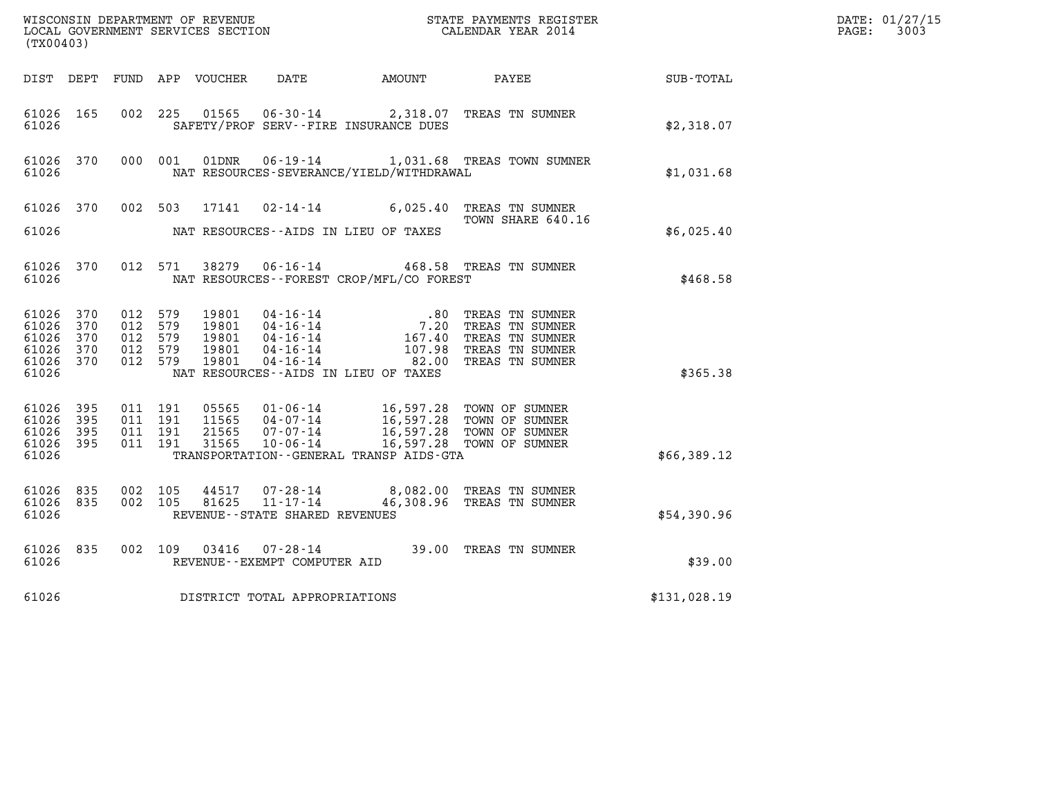WISCONSIN DEPARTMENT OF REVENUE
LOCAL GOVERNMENT SERVICES SECTION
(TX00403)

STATE PAYMENTS REGISTER
CALENDAR YEAR 2014

DATE: 01/27/15
PAGE: 3003

| DIST | DEPT | FUND | APP | VOUCHER | DATE | AMOUNT | PAYEE | SUB-TOTAL |
|---|---|---|---|---|---|---|---|---|
| 61026 | 165 | 002 | 225 | 01565 | 06-30-14 | 2,318.07 | TREAS TN SUMNER | |
| 61026 | | | | | SAFETY/PROF SERV--FIRE INSURANCE DUES | | | $2,318.07 |
| 61026 | 370 | 000 | 001 | 01DNR | 06-19-14 | 1,031.68 | TREAS TOWN SUMNER | |
| 61026 | | | | | NAT RESOURCES-SEVERANCE/YIELD/WITHDRAWAL | | | $1,031.68 |
| 61026 | 370 | 002 | 503 | 17141 | 02-14-14 | 6,025.40 | TREAS TN SUMNER TOWN SHARE 640.16 | |
| 61026 | | | | | NAT RESOURCES--AIDS IN LIEU OF TAXES | | | $6,025.40 |
| 61026 | 370 | 012 | 571 | 38279 | 06-16-14 | 468.58 | TREAS TN SUMNER | |
| 61026 | | | | | NAT RESOURCES--FOREST CROP/MFL/CO FOREST | | | $468.58 |
| 61026 | 370 | 012 | 579 | 19801 | 04-16-14 | .80 | TREAS TN SUMNER | |
| 61026 | 370 | 012 | 579 | 19801 | 04-16-14 | 7.20 | TREAS TN SUMNER | |
| 61026 | 370 | 012 | 579 | 19801 | 04-16-14 | 167.40 | TREAS TN SUMNER | |
| 61026 | 370 | 012 | 579 | 19801 | 04-16-14 | 107.98 | TREAS TN SUMNER | |
| 61026 | 370 | 012 | 579 | 19801 | 04-16-14 | 82.00 | TREAS TN SUMNER | |
| 61026 | | | | | NAT RESOURCES--AIDS IN LIEU OF TAXES | | | $365.38 |
| 61026 | 395 | 011 | 191 | 05565 | 01-06-14 | 16,597.28 | TOWN OF SUMNER | |
| 61026 | 395 | 011 | 191 | 11565 | 04-07-14 | 16,597.28 | TOWN OF SUMNER | |
| 61026 | 395 | 011 | 191 | 21565 | 07-07-14 | 16,597.28 | TOWN OF SUMNER | |
| 61026 | 395 | 011 | 191 | 31565 | 10-06-14 | 16,597.28 | TOWN OF SUMNER | |
| 61026 | | | | | TRANSPORTATION--GENERAL TRANSP AIDS-GTA | | | $66,389.12 |
| 61026 | 835 | 002 | 105 | 44517 | 07-28-14 | 8,082.00 | TREAS TN SUMNER | |
| 61026 | 835 | 002 | 105 | 81625 | 11-17-14 | 46,308.96 | TREAS TN SUMNER | |
| 61026 | | | | | REVENUE--STATE SHARED REVENUES | | | $54,390.96 |
| 61026 | 835 | 002 | 109 | 03416 | 07-28-14 | 39.00 | TREAS TN SUMNER | |
| 61026 | | | | | REVENUE--EXEMPT COMPUTER AID | | | $39.00 |
| 61026 | | | | | DISTRICT TOTAL APPROPRIATIONS | | | $131,028.19 |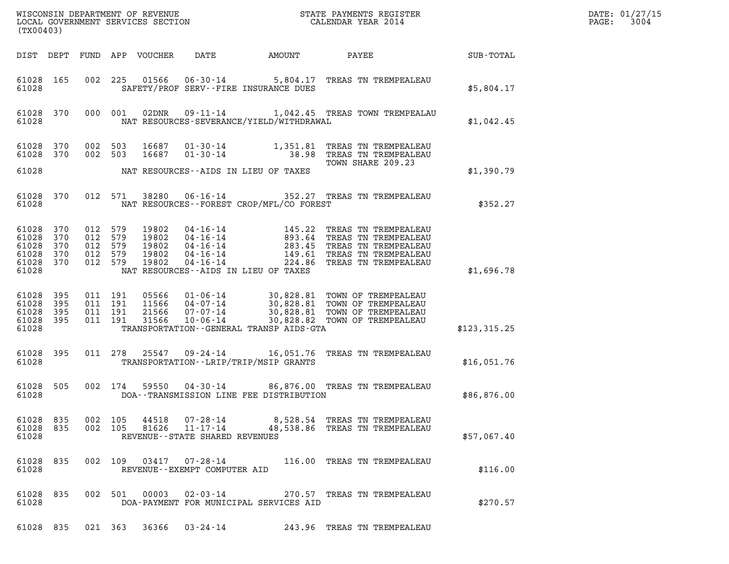WISCONSIN DEPARTMENT OF REVENUE
LOCAL GOVERNMENT SERVICES SECTION
(TX00403)

STATE PAYMENTS REGISTER
CALENDAR YEAR 2014

DATE: 01/27/15
PAGE: 3004

| DIST | DEPT | FUND | APP | VOUCHER | DATE | AMOUNT | PAYEE | SUB-TOTAL |
|---|---|---|---|---|---|---|---|---|
| 61028 | 165 | 002 | 225 | 01566 | 06-30-14 | 5,804.17 | TREAS TN TREMPEALEAU | |
| 61028 | | | | | SAFETY/PROF SERV--FIRE INSURANCE DUES | | | $5,804.17 |
| 61028 | 370 | 000 | 001 | 02DNR | 09-11-14 | 1,042.45 | TREAS TOWN TREMPEALAU | |
| 61028 | | | | | NAT RESOURCES-SEVERANCE/YIELD/WITHDRAWAL | | | $1,042.45 |
| 61028 | 370 | 002 | 503 | 16687 | 01-30-14 | 1,351.81 | TREAS TN TREMPEALEAU | |
| 61028 | 370 | 002 | 503 | 16687 | 01-30-14 | 38.98 | TREAS TN TREMPEALEAU<br>TOWN SHARE 209.23 | |
| 61028 | | | | | NAT RESOURCES--AIDS IN LIEU OF TAXES | | | $1,390.79 |
| 61028 | 370 | 012 | 571 | 38280 | 06-16-14 | 352.27 | TREAS TN TREMPEALEAU | |
| 61028 | | | | | NAT RESOURCES--FOREST CROP/MFL/CO FOREST | | | $352.27 |
| 61028 | 370 | 012 | 579 | 19802 | 04-16-14 | 145.22 | TREAS TN TREMPEALEAU | |
| 61028 | 370 | 012 | 579 | 19802 | 04-16-14 | 893.64 | TREAS TN TREMPEALEAU | |
| 61028 | 370 | 012 | 579 | 19802 | 04-16-14 | 283.45 | TREAS TN TREMPEALEAU | |
| 61028 | 370 | 012 | 579 | 19802 | 04-16-14 | 149.61 | TREAS TN TREMPEALEAU | |
| 61028 | 370 | 012 | 579 | 19802 | 04-16-14 | 224.86 | TREAS TN TREMPEALEAU | |
| 61028 | | | | | NAT RESOURCES--AIDS IN LIEU OF TAXES | | | $1,696.78 |
| 61028 | 395 | 011 | 191 | 05566 | 01-06-14 | 30,828.81 | TOWN OF TREMPEALEAU | |
| 61028 | 395 | 011 | 191 | 11566 | 04-07-14 | 30,828.81 | TOWN OF TREMPEALEAU | |
| 61028 | 395 | 011 | 191 | 21566 | 07-07-14 | 30,828.81 | TOWN OF TREMPEALEAU | |
| 61028 | 395 | 011 | 191 | 31566 | 10-06-14 | 30,828.82 | TOWN OF TREMPEALEAU | |
| 61028 | | | | | TRANSPORTATION--GENERAL TRANSP AIDS-GTA | | | $123,315.25 |
| 61028 | 395 | 011 | 278 | 25547 | 09-24-14 | 16,051.76 | TREAS TN TREMPEALEAU | |
| 61028 | | | | | TRANSPORTATION--LRIP/TRIP/MSIP GRANTS | | | $16,051.76 |
| 61028 | 505 | 002 | 174 | 59550 | 04-30-14 | 86,876.00 | TREAS TN TREMPEALEAU | |
| 61028 | | | | | DOA--TRANSMISSION LINE FEE DISTRIBUTION | | | $86,876.00 |
| 61028 | 835 | 002 | 105 | 44518 | 07-28-14 | 8,528.54 | TREAS TN TREMPEALEAU | |
| 61028 | 835 | 002 | 105 | 81626 | 11-17-14 | 48,538.86 | TREAS TN TREMPEALEAU | |
| 61028 | | | | | REVENUE--STATE SHARED REVENUES | | | $57,067.40 |
| 61028 | 835 | 002 | 109 | 03417 | 07-28-14 | 116.00 | TREAS TN TREMPEALEAU | |
| 61028 | | | | | REVENUE--EXEMPT COMPUTER AID | | | $116.00 |
| 61028 | 835 | 002 | 501 | 00003 | 02-03-14 | 270.57 | TREAS TN TREMPEALEAU | |
| 61028 | | | | | DOA-PAYMENT FOR MUNICIPAL SERVICES AID | | | $270.57 |
| 61028 | 835 | 021 | 363 | 36366 | 03-24-14 | 243.96 | TREAS TN TREMPEALEAU | |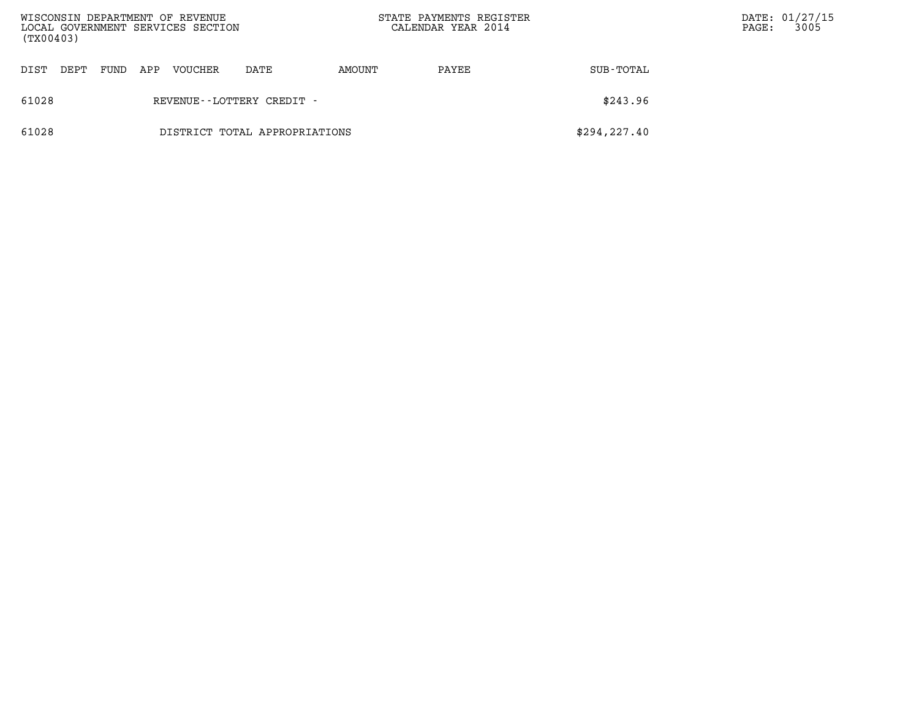| DIST | DEPT | FUND | APP | VOUCHER | DATE | AMOUNT | PAYEE | SUB-TOTAL |
|---|---|---|---|---|---|---|---|---|
| 61028 | | | | REVENUE--LOTTERY CREDIT - | | | | $243.96 |
| 61028 | | | | DISTRICT TOTAL APPROPRIATIONS | | | | $294,227.40 |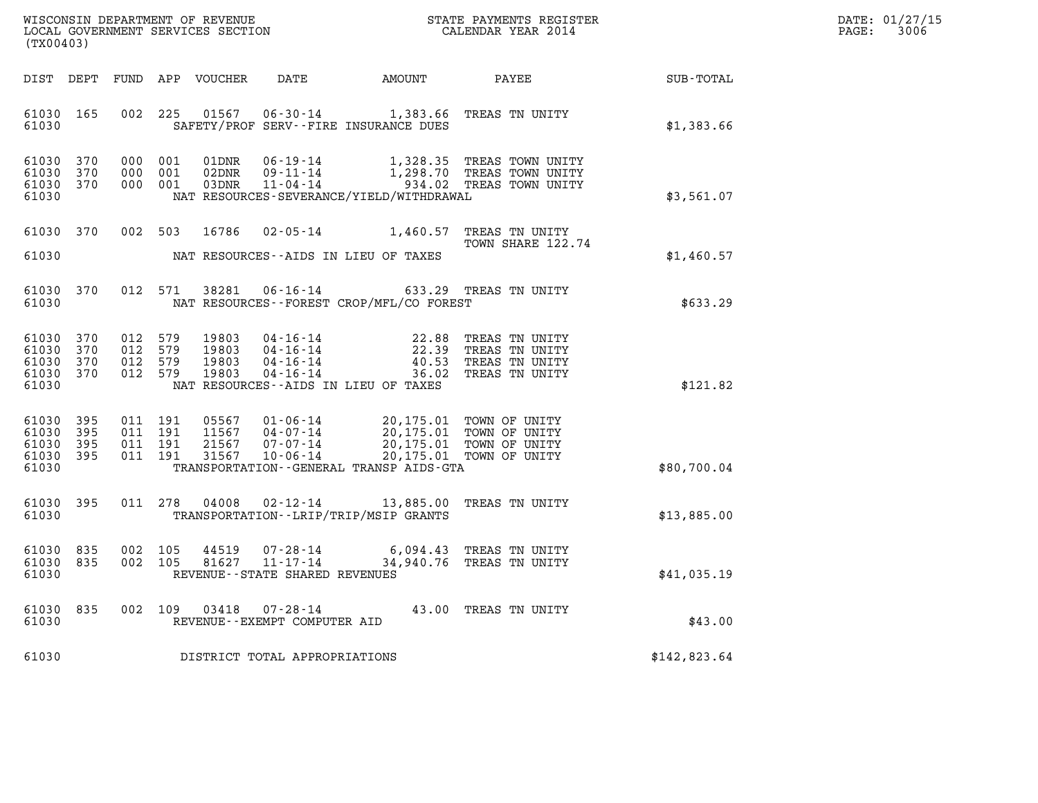WISCONSIN DEPARTMENT OF REVENUE
LOCAL GOVERNMENT SERVICES SECTION
(TX00403)

STATE PAYMENTS REGISTER
CALENDAR YEAR 2014

DATE: 01/27/15
PAGE: 3006

| DIST | DEPT | FUND | APP | VOUCHER | DATE | AMOUNT | PAYEE | SUB-TOTAL |
|---|---|---|---|---|---|---|---|---|
| 61030 | 165 | 002 | 225 | 01567 | 06-30-14 | 1,383.66 | TREAS TN UNITY | |
| 61030 | | | | | SAFETY/PROF SERV--FIRE INSURANCE DUES | | | $1,383.66 |
| 61030 | 370 | 000 | 001 | 01DNR | 06-19-14 | 1,328.35 | TREAS TOWN UNITY | |
| 61030 | 370 | 000 | 001 | 02DNR | 09-11-14 | 1,298.70 | TREAS TOWN UNITY | |
| 61030 | 370 | 000 | 001 | 03DNR | 11-04-14 | 934.02 | TREAS TOWN UNITY | |
| 61030 | | | | | NAT RESOURCES-SEVERANCE/YIELD/WITHDRAWAL | | | $3,561.07 |
| 61030 | 370 | 002 | 503 | 16786 | 02-05-14 | 1,460.57 | TREAS TN UNITY TOWN SHARE 122.74 | |
| 61030 | | | | | NAT RESOURCES--AIDS IN LIEU OF TAXES | | | $1,460.57 |
| 61030 | 370 | 012 | 571 | 38281 | 06-16-14 | 633.29 | TREAS TN UNITY | |
| 61030 | | | | | NAT RESOURCES--FOREST CROP/MFL/CO FOREST | | | $633.29 |
| 61030 | 370 | 012 | 579 | 19803 | 04-16-14 | 22.88 | TREAS TN UNITY | |
| 61030 | 370 | 012 | 579 | 19803 | 04-16-14 | 22.39 | TREAS TN UNITY | |
| 61030 | 370 | 012 | 579 | 19803 | 04-16-14 | 40.53 | TREAS TN UNITY | |
| 61030 | 370 | 012 | 579 | 19803 | 04-16-14 | 36.02 | TREAS TN UNITY | |
| 61030 | | | | | NAT RESOURCES--AIDS IN LIEU OF TAXES | | | $121.82 |
| 61030 | 395 | 011 | 191 | 05567 | 01-06-14 | 20,175.01 | TOWN OF UNITY | |
| 61030 | 395 | 011 | 191 | 11567 | 04-07-14 | 20,175.01 | TOWN OF UNITY | |
| 61030 | 395 | 011 | 191 | 21567 | 07-07-14 | 20,175.01 | TOWN OF UNITY | |
| 61030 | 395 | 011 | 191 | 31567 | 10-06-14 | 20,175.01 | TOWN OF UNITY | |
| 61030 | | | | | TRANSPORTATION--GENERAL TRANSP AIDS-GTA | | | $80,700.04 |
| 61030 | 395 | 011 | 278 | 04008 | 02-12-14 | 13,885.00 | TREAS TN UNITY | |
| 61030 | | | | | TRANSPORTATION--LRIP/TRIP/MSIP GRANTS | | | $13,885.00 |
| 61030 | 835 | 002 | 105 | 44519 | 07-28-14 | 6,094.43 | TREAS TN UNITY | |
| 61030 | 835 | 002 | 105 | 81627 | 11-17-14 | 34,940.76 | TREAS TN UNITY | |
| 61030 | | | | | REVENUE--STATE SHARED REVENUES | | | $41,035.19 |
| 61030 | 835 | 002 | 109 | 03418 | 07-28-14 | 43.00 | TREAS TN UNITY | |
| 61030 | | | | | REVENUE--EXEMPT COMPUTER AID | | | $43.00 |
| 61030 | | | | | DISTRICT TOTAL APPROPRIATIONS | | | $142,823.64 |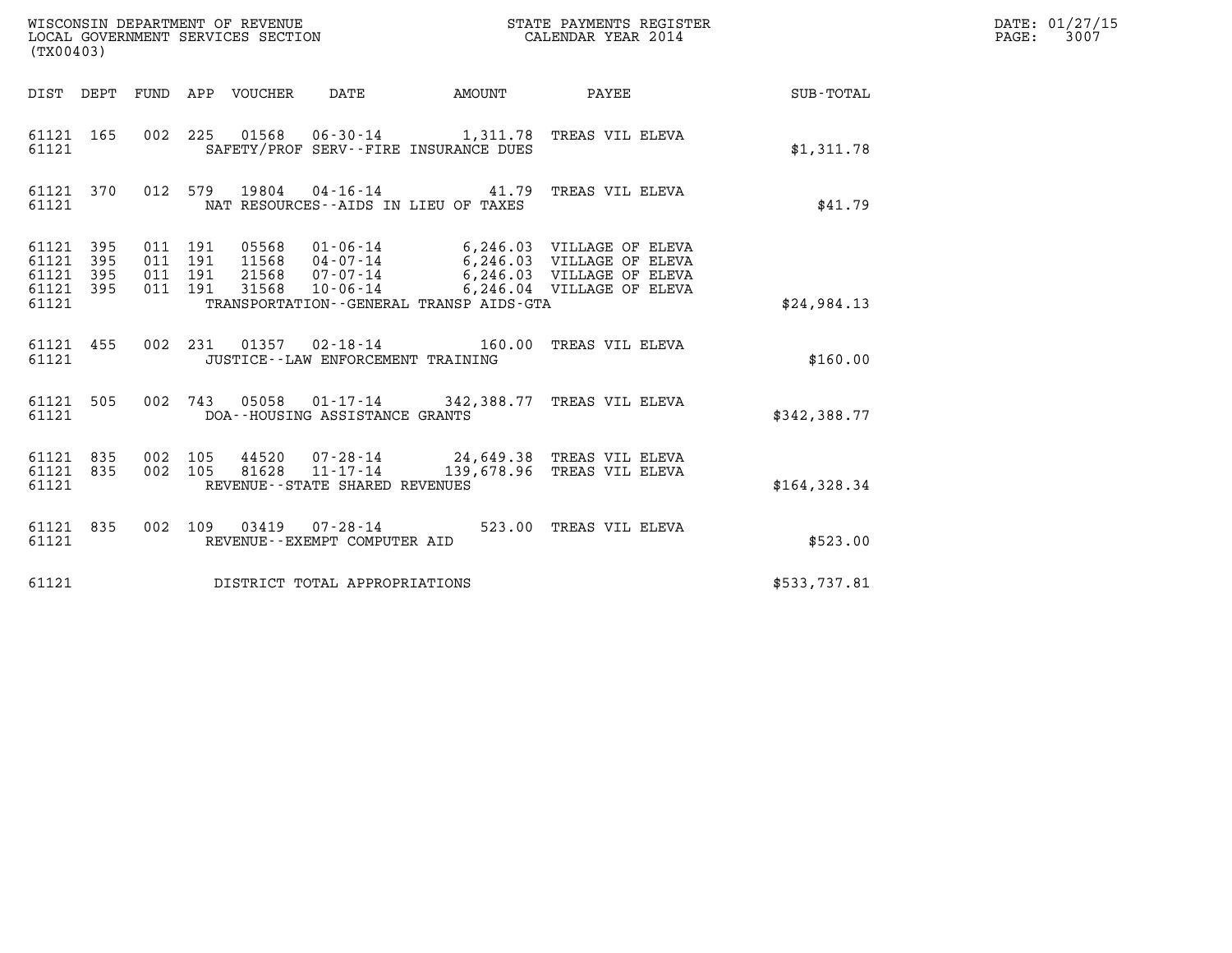WISCONSIN DEPARTMENT OF REVENUE
LOCAL GOVERNMENT SERVICES SECTION
(TX00403)

STATE PAYMENTS REGISTER
CALENDAR YEAR 2014

DATE: 01/27/15

| DIST | DEPT | FUND | APP | VOUCHER | DATE | AMOUNT | PAYEE | SUB-TOTAL |
|---|---|---|---|---|---|---|---|---|
| 61121 | 165 | 002 | 225 | 01568 | 06-30-14 | 1,311.78 | TREAS VIL ELEVA | |
| 61121 | | | | | SAFETY/PROF SERV--FIRE INSURANCE DUES | | | $1,311.78 |
| 61121 | 370 | 012 | 579 | 19804 | 04-16-14 | 41.79 | TREAS VIL ELEVA | |
| 61121 | | | | | NAT RESOURCES--AIDS IN LIEU OF TAXES | | | $41.79 |
| 61121 | 395 | 011 | 191 | 05568 | 01-06-14 | 6,246.03 | VILLAGE OF ELEVA | |
| 61121 | 395 | 011 | 191 | 11568 | 04-07-14 | 6,246.03 | VILLAGE OF ELEVA | |
| 61121 | 395 | 011 | 191 | 21568 | 07-07-14 | 6,246.03 | VILLAGE OF ELEVA | |
| 61121 | 395 | 011 | 191 | 31568 | 10-06-14 | 6,246.04 | VILLAGE OF ELEVA | |
| 61121 | | | | | TRANSPORTATION--GENERAL TRANSP AIDS-GTA | | | $24,984.13 |
| 61121 | 455 | 002 | 231 | 01357 | 02-18-14 | 160.00 | TREAS VIL ELEVA | |
| 61121 | | | | | JUSTICE--LAW ENFORCEMENT TRAINING | | | $160.00 |
| 61121 | 505 | 002 | 743 | 05058 | 01-17-14 | 342,388.77 | TREAS VIL ELEVA | |
| 61121 | | | | | DOA--HOUSING ASSISTANCE GRANTS | | | $342,388.77 |
| 61121 | 835 | 002 | 105 | 44520 | 07-28-14 | 24,649.38 | TREAS VIL ELEVA | |
| 61121 | 835 | 002 | 105 | 81628 | 11-17-14 | 139,678.96 | TREAS VIL ELEVA | |
| 61121 | | | | | REVENUE--STATE SHARED REVENUES | | | $164,328.34 |
| 61121 | 835 | 002 | 109 | 03419 | 07-28-14 | 523.00 | TREAS VIL ELEVA | |
| 61121 | | | | | REVENUE--EXEMPT COMPUTER AID | | | $523.00 |
| 61121 | | | | | DISTRICT TOTAL APPROPRIATIONS | | | $533,737.81 |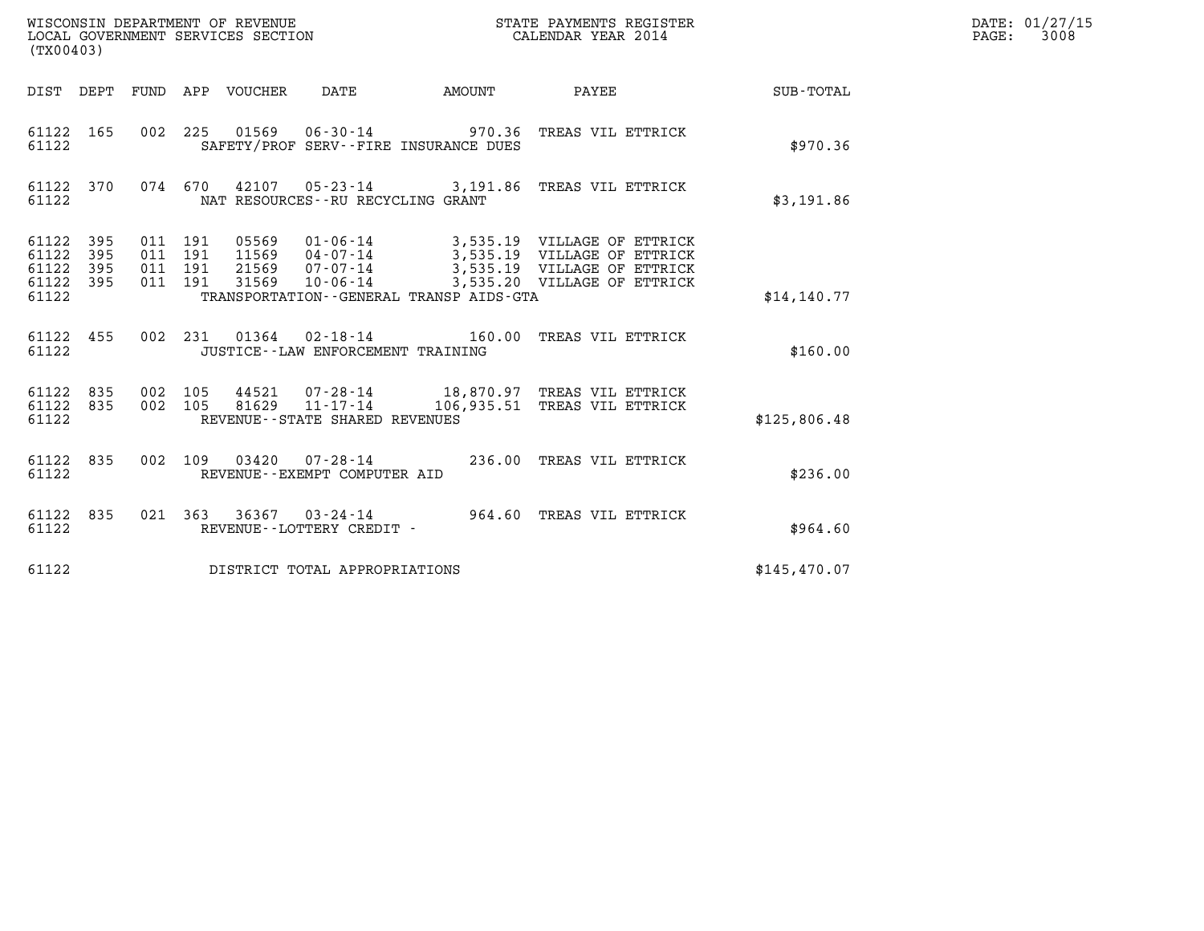WISCONSIN DEPARTMENT OF REVENUE
LOCAL GOVERNMENT SERVICES SECTION
(TX00403)

STATE PAYMENTS REGISTER
CALENDAR YEAR 2014

DATE: 01/27/15
PAGE: 3008

| DIST | DEPT | FUND | APP | VOUCHER | DATE | AMOUNT | PAYEE | SUB-TOTAL |
|---|---|---|---|---|---|---|---|---|
| 61122 | 165 | 002 | 225 | 01569 | 06-30-14 | 970.36 | TREAS VIL ETTRICK | |
| 61122 | | | | SAFETY/PROF SERV--FIRE INSURANCE DUES | | | | $970.36 |
| 61122 | 370 | 074 | 670 | 42107 | 05-23-14 | 3,191.86 | TREAS VIL ETTRICK | |
| 61122 | | | | NAT RESOURCES--RU RECYCLING GRANT | | | | $3,191.86 |
| 61122 | 395 | 011 | 191 | 05569 | 01-06-14 | 3,535.19 | VILLAGE OF ETTRICK | |
| 61122 | 395 | 011 | 191 | 11569 | 04-07-14 | 3,535.19 | VILLAGE OF ETTRICK | |
| 61122 | 395 | 011 | 191 | 21569 | 07-07-14 | 3,535.19 | VILLAGE OF ETTRICK | |
| 61122 | 395 | 011 | 191 | 31569 | 10-06-14 | 3,535.20 | VILLAGE OF ETTRICK | |
| 61122 | | | | TRANSPORTATION--GENERAL TRANSP AIDS-GTA | | | | $14,140.77 |
| 61122 | 455 | 002 | 231 | 01364 | 02-18-14 | 160.00 | TREAS VIL ETTRICK | |
| 61122 | | | | JUSTICE--LAW ENFORCEMENT TRAINING | | | | $160.00 |
| 61122 | 835 | 002 | 105 | 44521 | 07-28-14 | 18,870.97 | TREAS VIL ETTRICK | |
| 61122 | 835 | 002 | 105 | 81629 | 11-17-14 | 106,935.51 | TREAS VIL ETTRICK | |
| 61122 | | | | REVENUE--STATE SHARED REVENUES | | | | $125,806.48 |
| 61122 | 835 | 002 | 109 | 03420 | 07-28-14 | 236.00 | TREAS VIL ETTRICK | |
| 61122 | | | | REVENUE--EXEMPT COMPUTER AID | | | | $236.00 |
| 61122 | 835 | 021 | 363 | 36367 | 03-24-14 | 964.60 | TREAS VIL ETTRICK | |
| 61122 | | | | REVENUE--LOTTERY CREDIT - | | | | $964.60 |
| 61122 | | | | DISTRICT TOTAL APPROPRIATIONS | | | | $145,470.07 |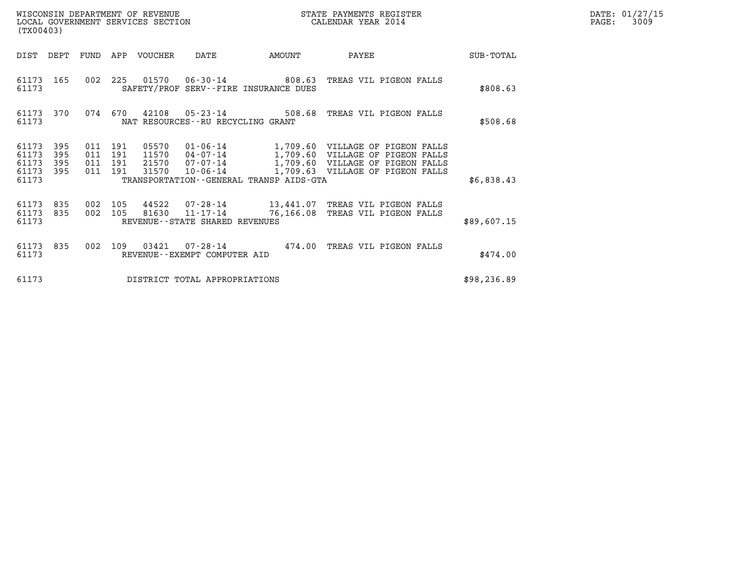WISCONSIN DEPARTMENT OF REVENUE
LOCAL GOVERNMENT SERVICES SECTION
(TX00403)

STATE PAYMENTS REGISTER
CALENDAR YEAR 2014

DATE: 01/27/15

| DIST | DEPT | FUND | APP | VOUCHER | DATE | AMOUNT | PAYEE | SUB-TOTAL |
|---|---|---|---|---|---|---|---|---|
| 61173 | 165 | 002 | 225 | 01570 | 06-30-14 | 808.63 | TREAS VIL PIGEON FALLS | |
| 61173 | | | | SAFETY/PROF SERV--FIRE INSURANCE DUES | | | | $808.63 |
| 61173 | 370 | 074 | 670 | 42108 | 05-23-14 | 508.68 | TREAS VIL PIGEON FALLS | |
| 61173 | | | | NAT RESOURCES--RU RECYCLING GRANT | | | | $508.68 |
| 61173 | 395 | 011 | 191 | 05570 | 01-06-14 | 1,709.60 | VILLAGE OF PIGEON FALLS | |
| 61173 | 395 | 011 | 191 | 11570 | 04-07-14 | 1,709.60 | VILLAGE OF PIGEON FALLS | |
| 61173 | 395 | 011 | 191 | 21570 | 07-07-14 | 1,709.60 | VILLAGE OF PIGEON FALLS | |
| 61173 | 395 | 011 | 191 | 31570 | 10-06-14 | 1,709.63 | VILLAGE OF PIGEON FALLS | |
| 61173 | | | | TRANSPORTATION--GENERAL TRANSP AIDS-GTA | | | | $6,838.43 |
| 61173 | 835 | 002 | 105 | 44522 | 07-28-14 | 13,441.07 | TREAS VIL PIGEON FALLS | |
| 61173 | 835 | 002 | 105 | 81630 | 11-17-14 | 76,166.08 | TREAS VIL PIGEON FALLS | |
| 61173 | | | | REVENUE--STATE SHARED REVENUES | | | | $89,607.15 |
| 61173 | 835 | 002 | 109 | 03421 | 07-28-14 | 474.00 | TREAS VIL PIGEON FALLS | |
| 61173 | | | | REVENUE--EXEMPT COMPUTER AID | | | | $474.00 |
| 61173 | | | | DISTRICT TOTAL APPROPRIATIONS | | | | $98,236.89 |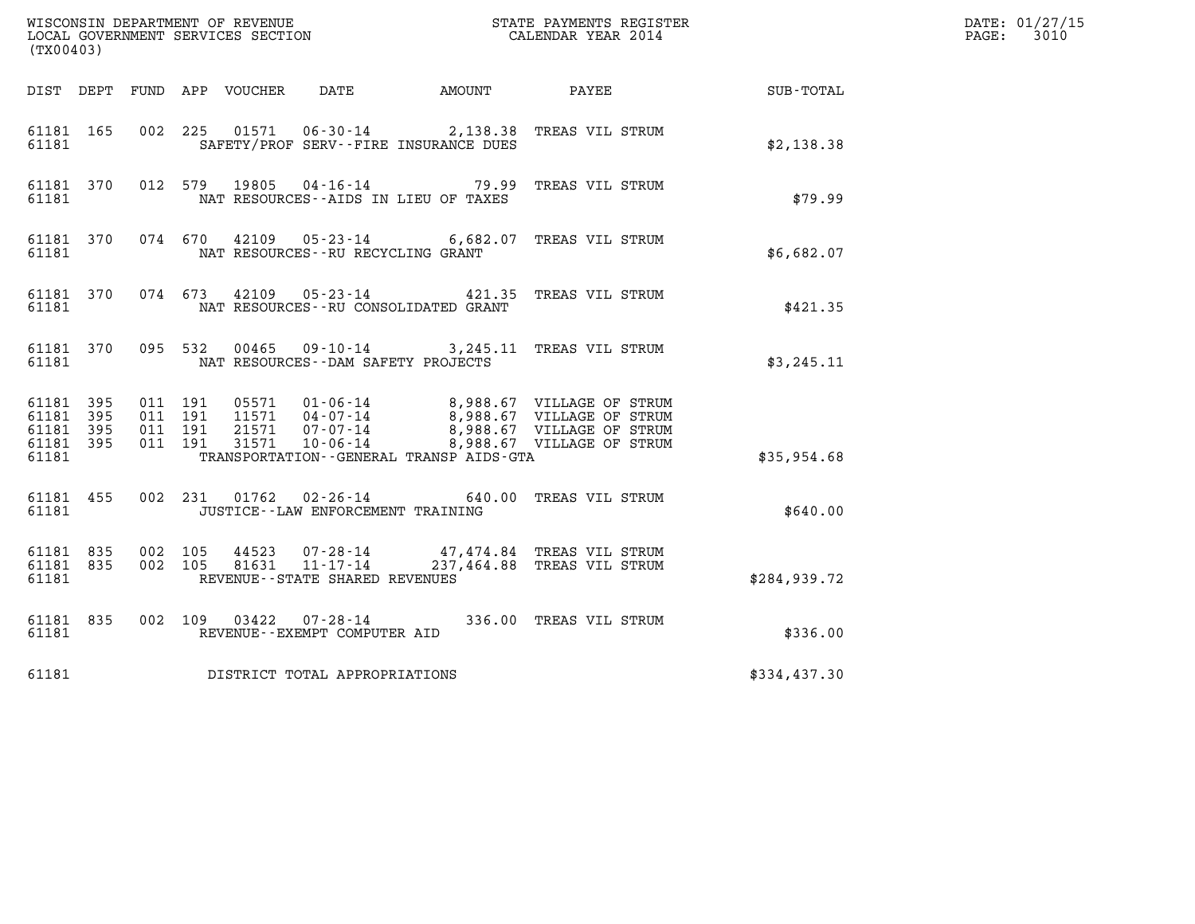WISCONSIN DEPARTMENT OF REVENUE
LOCAL GOVERNMENT SERVICES SECTION
(TX00403)

STATE PAYMENTS REGISTER
CALENDAR YEAR 2014

DATE: 01/27/15
PAGE: 3010

| DIST | DEPT | FUND | APP | VOUCHER | DATE | AMOUNT | PAYEE | SUB-TOTAL |
|---|---|---|---|---|---|---|---|---|
| 61181 | 165 | 002 | 225 | 01571 | 06-30-14 | 2,138.38 | TREAS VIL STRUM | |
| 61181 | | | | | SAFETY/PROF SERV--FIRE INSURANCE DUES | | | $2,138.38 |
| 61181 | 370 | 012 | 579 | 19805 | 04-16-14 | 79.99 | TREAS VIL STRUM | |
| 61181 | | | | | NAT RESOURCES--AIDS IN LIEU OF TAXES | | | $79.99 |
| 61181 | 370 | 074 | 670 | 42109 | 05-23-14 | 6,682.07 | TREAS VIL STRUM | |
| 61181 | | | | | NAT RESOURCES--RU RECYCLING GRANT | | | $6,682.07 |
| 61181 | 370 | 074 | 673 | 42109 | 05-23-14 | 421.35 | TREAS VIL STRUM | |
| 61181 | | | | | NAT RESOURCES--RU CONSOLIDATED GRANT | | | $421.35 |
| 61181 | 370 | 095 | 532 | 00465 | 09-10-14 | 3,245.11 | TREAS VIL STRUM | |
| 61181 | | | | | NAT RESOURCES--DAM SAFETY PROJECTS | | | $3,245.11 |
| 61181 | 395 | 011 | 191 | 05571 | 01-06-14 | 8,988.67 | VILLAGE OF STRUM | |
| 61181 | 395 | 011 | 191 | 11571 | 04-07-14 | 8,988.67 | VILLAGE OF STRUM | |
| 61181 | 395 | 011 | 191 | 21571 | 07-07-14 | 8,988.67 | VILLAGE OF STRUM | |
| 61181 | 395 | 011 | 191 | 31571 | 10-06-14 | 8,988.67 | VILLAGE OF STRUM | |
| 61181 | | | | | TRANSPORTATION--GENERAL TRANSP AIDS-GTA | | | $35,954.68 |
| 61181 | 455 | 002 | 231 | 01762 | 02-26-14 | 640.00 | TREAS VIL STRUM | |
| 61181 | | | | | JUSTICE--LAW ENFORCEMENT TRAINING | | | $640.00 |
| 61181 | 835 | 002 | 105 | 44523 | 07-28-14 | 47,474.84 | TREAS VIL STRUM | |
| 61181 | 835 | 002 | 105 | 81631 | 11-17-14 | 237,464.88 | TREAS VIL STRUM | |
| 61181 | | | | | REVENUE--STATE SHARED REVENUES | | | $284,939.72 |
| 61181 | 835 | 002 | 109 | 03422 | 07-28-14 | 336.00 | TREAS VIL STRUM | |
| 61181 | | | | | REVENUE--EXEMPT COMPUTER AID | | | $336.00 |
| 61181 | | | | | DISTRICT TOTAL APPROPRIATIONS | | | $334,437.30 |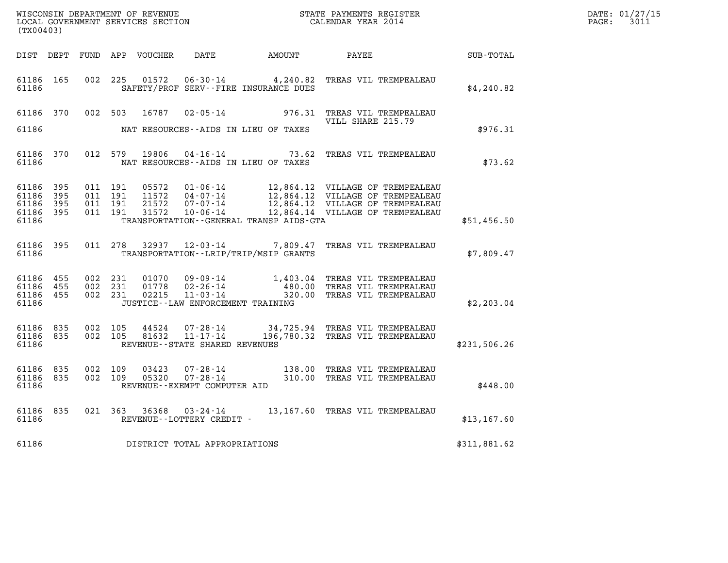WISCONSIN DEPARTMENT OF REVENUE
LOCAL GOVERNMENT SERVICES SECTION
(TX00403)

STATE PAYMENTS REGISTER
CALENDAR YEAR 2014

DATE: 01/27/15

| DIST | DEPT | FUND | APP | VOUCHER | DATE | AMOUNT | PAYEE | SUB-TOTAL |
|---|---|---|---|---|---|---|---|---|
| 61186 | 165 | 002 | 225 | 01572 | 06-30-14 | 4,240.82 | TREAS VIL TREMPEALEAU | |
| 61186 | | | | | SAFETY/PROF SERV--FIRE INSURANCE DUES | | | $4,240.82 |
| 61186 | 370 | 002 | 503 | 16787 | 02-05-14 | 976.31 | TREAS VIL TREMPEALEAU VILL SHARE 215.79 | |
| 61186 | | | | | NAT RESOURCES--AIDS IN LIEU OF TAXES | | | $976.31 |
| 61186 | 370 | 012 | 579 | 19806 | 04-16-14 | 73.62 | TREAS VIL TREMPEALEAU | |
| 61186 | | | | | NAT RESOURCES--AIDS IN LIEU OF TAXES | | | $73.62 |
| 61186 | 395 | 011 | 191 | 05572 | 01-06-14 | 12,864.12 | VILLAGE OF TREMPEALEAU | |
| 61186 | 395 | 011 | 191 | 11572 | 04-07-14 | 12,864.12 | VILLAGE OF TREMPEALEAU | |
| 61186 | 395 | 011 | 191 | 21572 | 07-07-14 | 12,864.12 | VILLAGE OF TREMPEALEAU | |
| 61186 | 395 | 011 | 191 | 31572 | 10-06-14 | 12,864.14 | VILLAGE OF TREMPEALEAU | |
| 61186 | | | | | TRANSPORTATION--GENERAL TRANSP AIDS-GTA | | | $51,456.50 |
| 61186 | 395 | 011 | 278 | 32937 | 12-03-14 | 7,809.47 | TREAS VIL TREMPEALEAU | |
| 61186 | | | | | TRANSPORTATION--LRIP/TRIP/MSIP GRANTS | | | $7,809.47 |
| 61186 | 455 | 002 | 231 | 01070 | 09-09-14 | 1,403.04 | TREAS VIL TREMPEALEAU | |
| 61186 | 455 | 002 | 231 | 01778 | 02-26-14 | 480.00 | TREAS VIL TREMPEALEAU | |
| 61186 | 455 | 002 | 231 | 02215 | 11-03-14 | 320.00 | TREAS VIL TREMPEALEAU | |
| 61186 | | | | | JUSTICE--LAW ENFORCEMENT TRAINING | | | $2,203.04 |
| 61186 | 835 | 002 | 105 | 44524 | 07-28-14 | 34,725.94 | TREAS VIL TREMPEALEAU | |
| 61186 | 835 | 002 | 105 | 81632 | 11-17-14 | 196,780.32 | TREAS VIL TREMPEALEAU | |
| 61186 | | | | | REVENUE--STATE SHARED REVENUES | | | $231,506.26 |
| 61186 | 835 | 002 | 109 | 03423 | 07-28-14 | 138.00 | TREAS VIL TREMPEALEAU | |
| 61186 | 835 | 002 | 109 | 05320 | 07-28-14 | 310.00 | TREAS VIL TREMPEALEAU | |
| 61186 | | | | | REVENUE--EXEMPT COMPUTER AID | | | $448.00 |
| 61186 | 835 | 021 | 363 | 36368 | 03-24-14 | 13,167.60 | TREAS VIL TREMPEALEAU | |
| 61186 | | | | | REVENUE--LOTTERY CREDIT - | | | $13,167.60 |
| 61186 | | | | | DISTRICT TOTAL APPROPRIATIONS | | | $311,881.62 |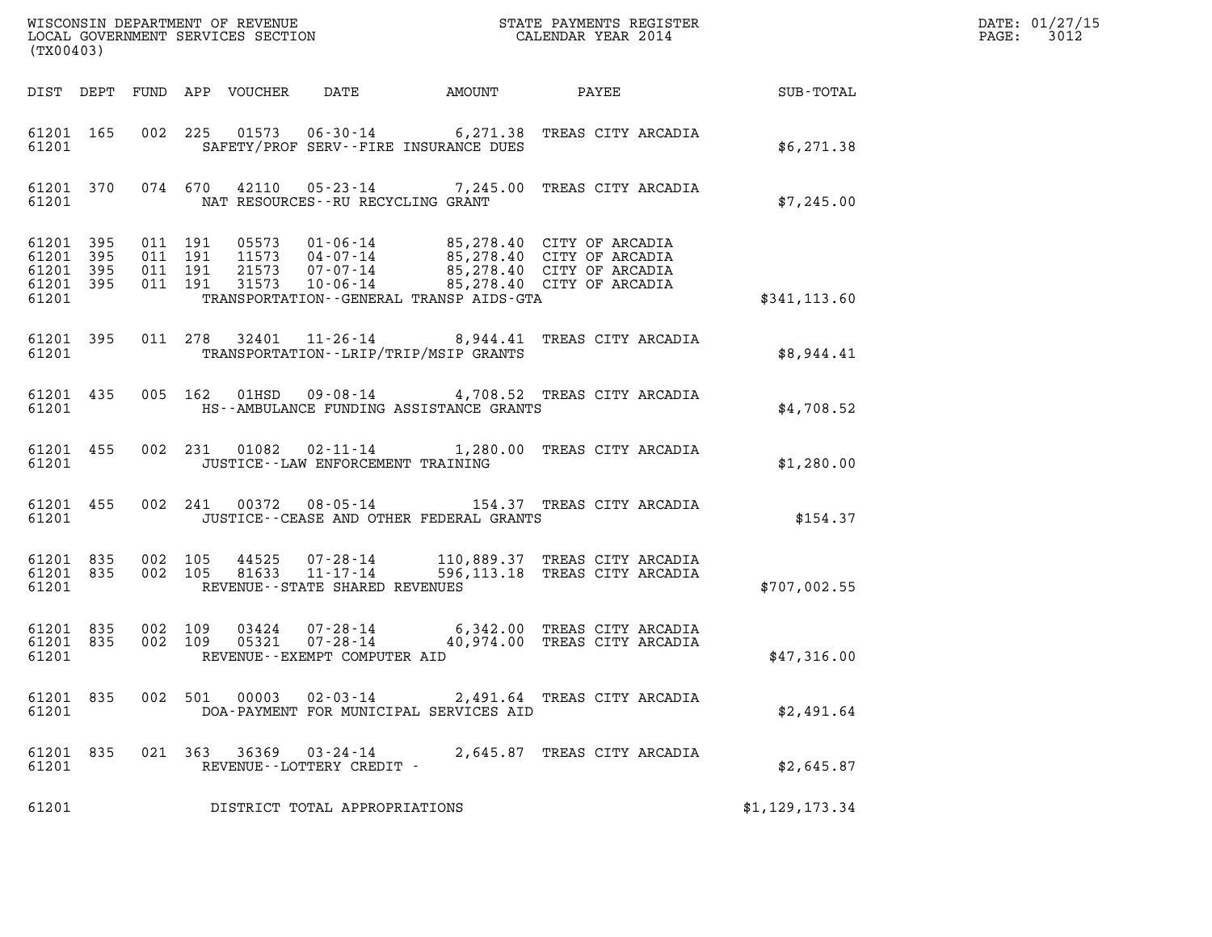WISCONSIN DEPARTMENT OF REVENUE
LOCAL GOVERNMENT SERVICES SECTION
(TX00403)

STATE PAYMENTS REGISTER
CALENDAR YEAR 2014

DATE: 01/27/15
PAGE: 3012

| DIST | DEPT | FUND | APP | VOUCHER | DATE | AMOUNT | PAYEE | SUB-TOTAL |
|---|---|---|---|---|---|---|---|---|
| 61201 | 165 | 002 | 225 | 01573 | 06-30-14 | 6,271.38 | TREAS CITY ARCADIA | |
| 61201 | | | | | SAFETY/PROF SERV--FIRE INSURANCE DUES | | | $6,271.38 |
| 61201 | 370 | 074 | 670 | 42110 | 05-23-14 | 7,245.00 | TREAS CITY ARCADIA | |
| 61201 | | | | | NAT RESOURCES--RU RECYCLING GRANT | | | $7,245.00 |
| 61201 | 395 | 011 | 191 | 05573 | 01-06-14 | 85,278.40 | CITY OF ARCADIA | |
| 61201 | 395 | 011 | 191 | 11573 | 04-07-14 | 85,278.40 | CITY OF ARCADIA | |
| 61201 | 395 | 011 | 191 | 21573 | 07-07-14 | 85,278.40 | CITY OF ARCADIA | |
| 61201 | 395 | 011 | 191 | 31573 | 10-06-14 | 85,278.40 | CITY OF ARCADIA | |
| 61201 | | | | | TRANSPORTATION--GENERAL TRANSP AIDS-GTA | | | $341,113.60 |
| 61201 | 395 | 011 | 278 | 32401 | 11-26-14 | 8,944.41 | TREAS CITY ARCADIA | |
| 61201 | | | | | TRANSPORTATION--LRIP/TRIP/MSIP GRANTS | | | $8,944.41 |
| 61201 | 435 | 005 | 162 | 01HSD | 09-08-14 | 4,708.52 | TREAS CITY ARCADIA | |
| 61201 | | | | | HS--AMBULANCE FUNDING ASSISTANCE GRANTS | | | $4,708.52 |
| 61201 | 455 | 002 | 231 | 01082 | 02-11-14 | 1,280.00 | TREAS CITY ARCADIA | |
| 61201 | | | | | JUSTICE--LAW ENFORCEMENT TRAINING | | | $1,280.00 |
| 61201 | 455 | 002 | 241 | 00372 | 08-05-14 | 154.37 | TREAS CITY ARCADIA | |
| 61201 | | | | | JUSTICE--CEASE AND OTHER FEDERAL GRANTS | | | $154.37 |
| 61201 | 835 | 002 | 105 | 44525 | 07-28-14 | 110,889.37 | TREAS CITY ARCADIA | |
| 61201 | 835 | 002 | 105 | 81633 | 11-17-14 | 596,113.18 | TREAS CITY ARCADIA | |
| 61201 | | | | | REVENUE--STATE SHARED REVENUES | | | $707,002.55 |
| 61201 | 835 | 002 | 109 | 03424 | 07-28-14 | 6,342.00 | TREAS CITY ARCADIA | |
| 61201 | 835 | 002 | 109 | 05321 | 07-28-14 | 40,974.00 | TREAS CITY ARCADIA | |
| 61201 | | | | | REVENUE--EXEMPT COMPUTER AID | | | $47,316.00 |
| 61201 | 835 | 002 | 501 | 00003 | 02-03-14 | 2,491.64 | TREAS CITY ARCADIA | |
| 61201 | | | | | DOA-PAYMENT FOR MUNICIPAL SERVICES AID | | | $2,491.64 |
| 61201 | 835 | 021 | 363 | 36369 | 03-24-14 | 2,645.87 | TREAS CITY ARCADIA | |
| 61201 | | | | | REVENUE--LOTTERY CREDIT - | | | $2,645.87 |
| 61201 | | | | | DISTRICT TOTAL APPROPRIATIONS | | | $1,129,173.34 |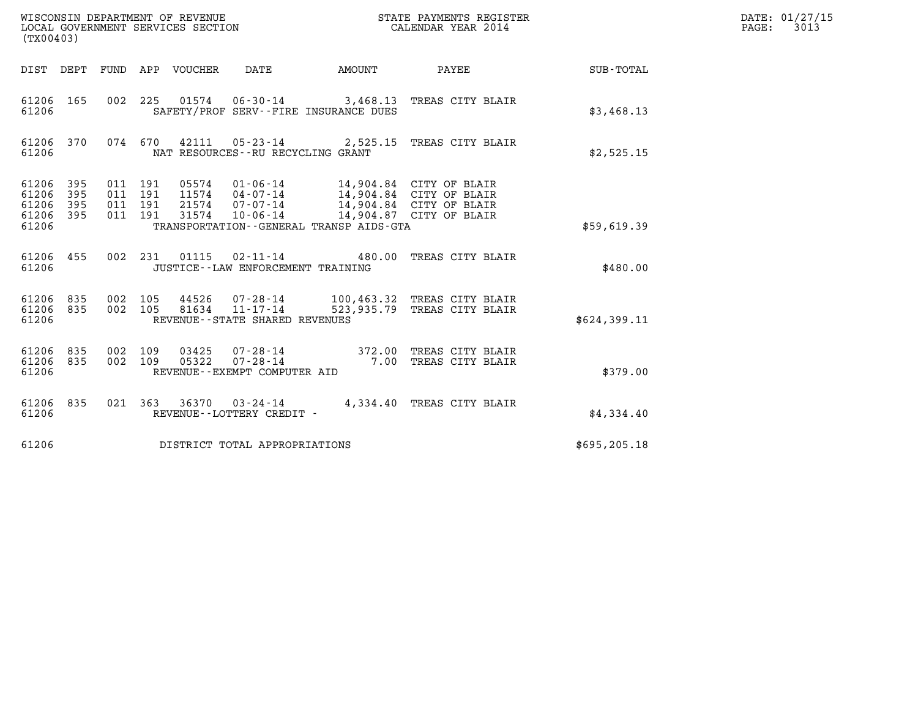WISCONSIN DEPARTMENT OF REVENUE
LOCAL GOVERNMENT SERVICES SECTION
(TX00403)

STATE PAYMENTS REGISTER
CALENDAR YEAR 2014

DATE: 01/27/15

| DIST | DEPT | FUND | APP | VOUCHER | DATE | AMOUNT | PAYEE | SUB-TOTAL |
|---|---|---|---|---|---|---|---|---|
| 61206 | 165 | 002 | 225 | 01574 | 06-30-14 | 3,468.13 | TREAS CITY BLAIR | |
| 61206 | | | | SAFETY/PROF SERV--FIRE INSURANCE DUES | | | | $3,468.13 |
| 61206 | 370 | 074 | 670 | 42111 | 05-23-14 | 2,525.15 | TREAS CITY BLAIR | |
| 61206 | | | | NAT RESOURCES--RU RECYCLING GRANT | | | | $2,525.15 |
| 61206 | 395 | 011 | 191 | 05574 | 01-06-14 | 14,904.84 | CITY OF BLAIR | |
| 61206 | 395 | 011 | 191 | 11574 | 04-07-14 | 14,904.84 | CITY OF BLAIR | |
| 61206 | 395 | 011 | 191 | 21574 | 07-07-14 | 14,904.84 | CITY OF BLAIR | |
| 61206 | 395 | 011 | 191 | 31574 | 10-06-14 | 14,904.87 | CITY OF BLAIR | |
| 61206 | | | | TRANSPORTATION--GENERAL TRANSP AIDS-GTA | | | | $59,619.39 |
| 61206 | 455 | 002 | 231 | 01115 | 02-11-14 | 480.00 | TREAS CITY BLAIR | |
| 61206 | | | | JUSTICE--LAW ENFORCEMENT TRAINING | | | | $480.00 |
| 61206 | 835 | 002 | 105 | 44526 | 07-28-14 | 100,463.32 | TREAS CITY BLAIR | |
| 61206 | 835 | 002 | 105 | 81634 | 11-17-14 | 523,935.79 | TREAS CITY BLAIR | |
| 61206 | | | | REVENUE--STATE SHARED REVENUES | | | | $624,399.11 |
| 61206 | 835 | 002 | 109 | 03425 | 07-28-14 | 372.00 | TREAS CITY BLAIR | |
| 61206 | 835 | 002 | 109 | 05322 | 07-28-14 | 7.00 | TREAS CITY BLAIR | |
| 61206 | | | | REVENUE--EXEMPT COMPUTER AID | | | | $379.00 |
| 61206 | 835 | 021 | 363 | 36370 | 03-24-14 | 4,334.40 | TREAS CITY BLAIR | |
| 61206 | | | | REVENUE--LOTTERY CREDIT - | | | | $4,334.40 |
| 61206 | | | | DISTRICT TOTAL APPROPRIATIONS | | | | $695,205.18 |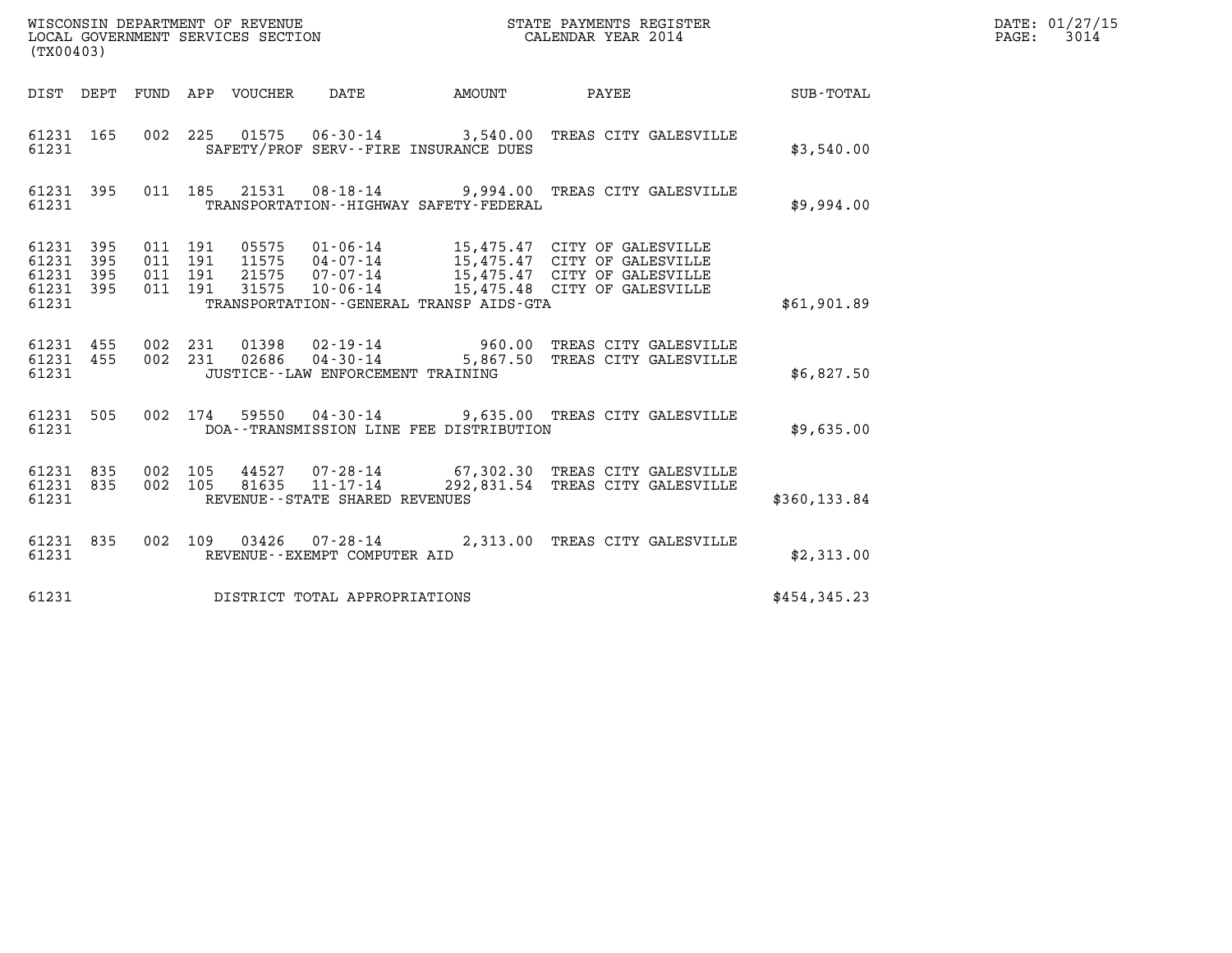WISCONSIN DEPARTMENT OF REVENUE
LOCAL GOVERNMENT SERVICES SECTION
(TX00403)

STATE PAYMENTS REGISTER
CALENDAR YEAR 2014

DATE: 01/27/15
PAGE: 3014

| DIST | DEPT | FUND | APP | VOUCHER | DATE | AMOUNT | PAYEE | SUB-TOTAL |
|---|---|---|---|---|---|---|---|---|
| 61231 | 165 | 002 | 225 | 01575 | 06-30-14 | 3,540.00 | TREAS CITY GALESVILLE | |
| 61231 | | | | SAFETY/PROF SERV--FIRE INSURANCE DUES | | | | $3,540.00 |
| 61231 | 395 | 011 | 185 | 21531 | 08-18-14 | 9,994.00 | TREAS CITY GALESVILLE | |
| 61231 | | | | TRANSPORTATION--HIGHWAY SAFETY-FEDERAL | | | | $9,994.00 |
| 61231 | 395 | 011 | 191 | 05575 | 01-06-14 | 15,475.47 | CITY OF GALESVILLE | |
| 61231 | 395 | 011 | 191 | 11575 | 04-07-14 | 15,475.47 | CITY OF GALESVILLE | |
| 61231 | 395 | 011 | 191 | 21575 | 07-07-14 | 15,475.47 | CITY OF GALESVILLE | |
| 61231 | 395 | 011 | 191 | 31575 | 10-06-14 | 15,475.48 | CITY OF GALESVILLE | |
| 61231 | | | | TRANSPORTATION--GENERAL TRANSP AIDS-GTA | | | | $61,901.89 |
| 61231 | 455 | 002 | 231 | 01398 | 02-19-14 | 960.00 | TREAS CITY GALESVILLE | |
| 61231 | 455 | 002 | 231 | 02686 | 04-30-14 | 5,867.50 | TREAS CITY GALESVILLE | |
| 61231 | | | | JUSTICE--LAW ENFORCEMENT TRAINING | | | | $6,827.50 |
| 61231 | 505 | 002 | 174 | 59550 | 04-30-14 | 9,635.00 | TREAS CITY GALESVILLE | |
| 61231 | | | | DOA--TRANSMISSION LINE FEE DISTRIBUTION | | | | $9,635.00 |
| 61231 | 835 | 002 | 105 | 44527 | 07-28-14 | 67,302.30 | TREAS CITY GALESVILLE | |
| 61231 | 835 | 002 | 105 | 81635 | 11-17-14 | 292,831.54 | TREAS CITY GALESVILLE | |
| 61231 | | | | REVENUE--STATE SHARED REVENUES | | | | $360,133.84 |
| 61231 | 835 | 002 | 109 | 03426 | 07-28-14 | 2,313.00 | TREAS CITY GALESVILLE | |
| 61231 | | | | REVENUE--EXEMPT COMPUTER AID | | | | $2,313.00 |
| 61231 | | | | DISTRICT TOTAL APPROPRIATIONS | | | | $454,345.23 |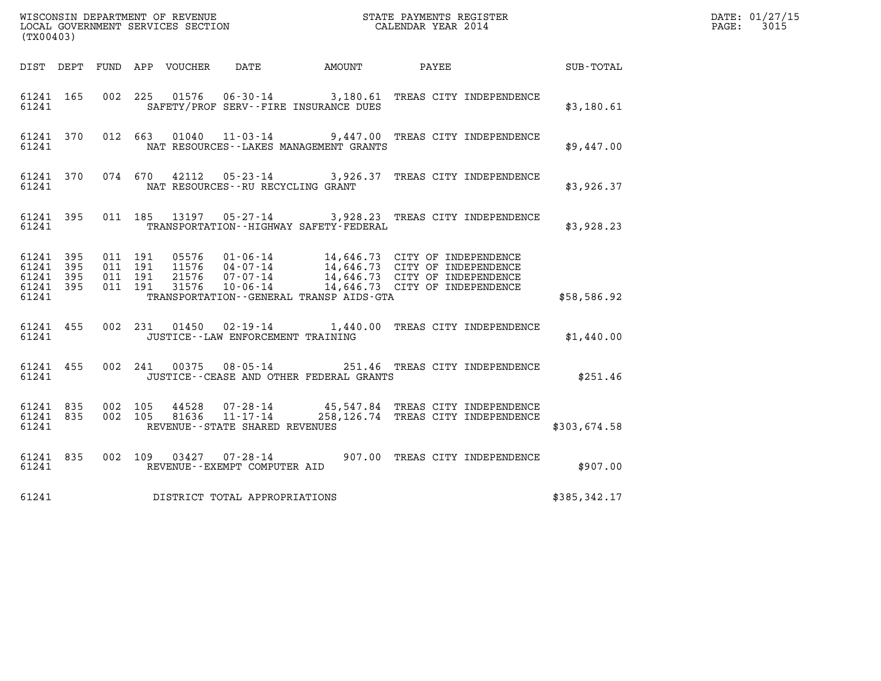WISCONSIN DEPARTMENT OF REVENUE
LOCAL GOVERNMENT SERVICES SECTION
(TX00403)

STATE PAYMENTS REGISTER
CALENDAR YEAR 2014

DATE: 01/27/15
PAGE: 3015

| DIST | DEPT | FUND | APP | VOUCHER | DATE | AMOUNT | PAYEE | SUB-TOTAL |
|---|---|---|---|---|---|---|---|---|
| 61241 | 165 | 002 | 225 | 01576 | 06-30-14 | 3,180.61 | TREAS CITY INDEPENDENCE | |
| 61241 | | | | | SAFETY/PROF SERV--FIRE INSURANCE DUES | | | $3,180.61 |
| 61241 | 370 | 012 | 663 | 01040 | 11-03-14 | 9,447.00 | TREAS CITY INDEPENDENCE | |
| 61241 | | | | | NAT RESOURCES--LAKES MANAGEMENT GRANTS | | | $9,447.00 |
| 61241 | 370 | 074 | 670 | 42112 | 05-23-14 | 3,926.37 | TREAS CITY INDEPENDENCE | |
| 61241 | | | | | NAT RESOURCES--RU RECYCLING GRANT | | | $3,926.37 |
| 61241 | 395 | 011 | 185 | 13197 | 05-27-14 | 3,928.23 | TREAS CITY INDEPENDENCE | |
| 61241 | | | | | TRANSPORTATION--HIGHWAY SAFETY-FEDERAL | | | $3,928.23 |
| 61241 | 395 | 011 | 191 | 05576 | 01-06-14 | 14,646.73 | CITY OF INDEPENDENCE | |
| 61241 | 395 | 011 | 191 | 11576 | 04-07-14 | 14,646.73 | CITY OF INDEPENDENCE | |
| 61241 | 395 | 011 | 191 | 21576 | 07-07-14 | 14,646.73 | CITY OF INDEPENDENCE | |
| 61241 | 395 | 011 | 191 | 31576 | 10-06-14 | 14,646.73 | CITY OF INDEPENDENCE | |
| 61241 | | | | | TRANSPORTATION--GENERAL TRANSP AIDS-GTA | | | $58,586.92 |
| 61241 | 455 | 002 | 231 | 01450 | 02-19-14 | 1,440.00 | TREAS CITY INDEPENDENCE | |
| 61241 | | | | | JUSTICE--LAW ENFORCEMENT TRAINING | | | $1,440.00 |
| 61241 | 455 | 002 | 241 | 00375 | 08-05-14 | 251.46 | TREAS CITY INDEPENDENCE | |
| 61241 | | | | | JUSTICE--CEASE AND OTHER FEDERAL GRANTS | | | $251.46 |
| 61241 | 835 | 002 | 105 | 44528 | 07-28-14 | 45,547.84 | TREAS CITY INDEPENDENCE | |
| 61241 | 835 | 002 | 105 | 81636 | 11-17-14 | 258,126.74 | TREAS CITY INDEPENDENCE | |
| 61241 | | | | | REVENUE--STATE SHARED REVENUES | | | $303,674.58 |
| 61241 | 835 | 002 | 109 | 03427 | 07-28-14 | 907.00 | TREAS CITY INDEPENDENCE | |
| 61241 | | | | | REVENUE--EXEMPT COMPUTER AID | | | $907.00 |
| 61241 | | | | | DISTRICT TOTAL APPROPRIATIONS | | | $385,342.17 |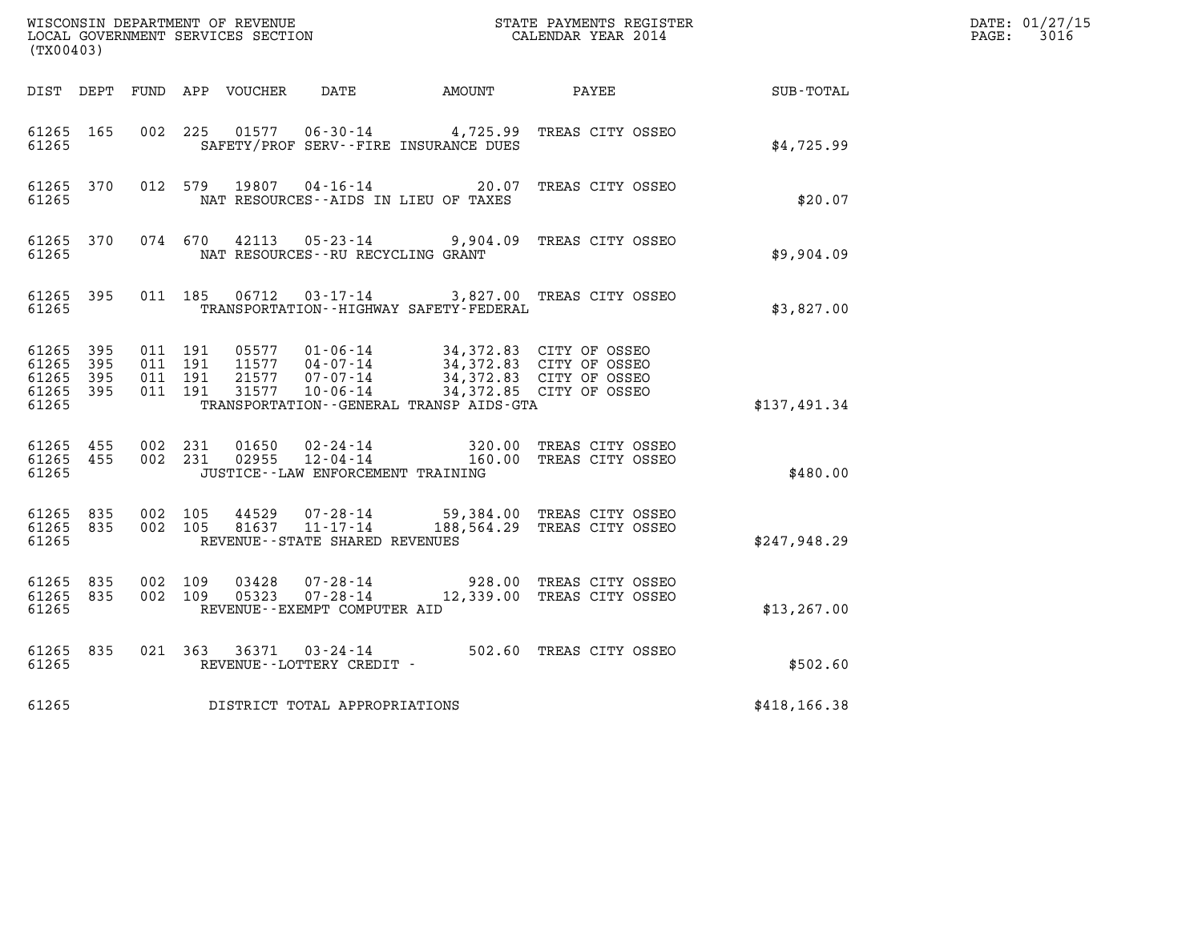WISCONSIN DEPARTMENT OF REVENUE
LOCAL GOVERNMENT SERVICES SECTION
(TX00403)

STATE PAYMENTS REGISTER
CALENDAR YEAR 2014

DATE: 01/27/15
PAGE: 3016

| DIST | DEPT | FUND | APP | VOUCHER | DATE | AMOUNT | PAYEE | SUB-TOTAL |
|---|---|---|---|---|---|---|---|---|
| 61265 | 165 | 002 | 225 | 01577 | 06-30-14 | 4,725.99 | TREAS CITY OSSEO | |
| 61265 | | | | SAFETY/PROF SERV--FIRE INSURANCE DUES | | | | $4,725.99 |
| 61265 | 370 | 012 | 579 | 19807 | 04-16-14 | 20.07 | TREAS CITY OSSEO | |
| 61265 | | | | NAT RESOURCES--AIDS IN LIEU OF TAXES | | | | $20.07 |
| 61265 | 370 | 074 | 670 | 42113 | 05-23-14 | 9,904.09 | TREAS CITY OSSEO | |
| 61265 | | | | NAT RESOURCES--RU RECYCLING GRANT | | | | $9,904.09 |
| 61265 | 395 | 011 | 185 | 06712 | 03-17-14 | 3,827.00 | TREAS CITY OSSEO | |
| 61265 | | | | TRANSPORTATION--HIGHWAY SAFETY-FEDERAL | | | | $3,827.00 |
| 61265 | 395 | 011 | 191 | 05577 | 01-06-14 | 34,372.83 | CITY OF OSSEO | |
| 61265 | 395 | 011 | 191 | 11577 | 04-07-14 | 34,372.83 | CITY OF OSSEO | |
| 61265 | 395 | 011 | 191 | 21577 | 07-07-14 | 34,372.83 | CITY OF OSSEO | |
| 61265 | 395 | 011 | 191 | 31577 | 10-06-14 | 34,372.85 | CITY OF OSSEO | |
| 61265 | | | | TRANSPORTATION--GENERAL TRANSP AIDS-GTA | | | | $137,491.34 |
| 61265 | 455 | 002 | 231 | 01650 | 02-24-14 | 320.00 | TREAS CITY OSSEO | |
| 61265 | 455 | 002 | 231 | 02955 | 12-04-14 | 160.00 | TREAS CITY OSSEO | |
| 61265 | | | | JUSTICE--LAW ENFORCEMENT TRAINING | | | | $480.00 |
| 61265 | 835 | 002 | 105 | 44529 | 07-28-14 | 59,384.00 | TREAS CITY OSSEO | |
| 61265 | 835 | 002 | 105 | 81637 | 11-17-14 | 188,564.29 | TREAS CITY OSSEO | |
| 61265 | | | | REVENUE--STATE SHARED REVENUES | | | | $247,948.29 |
| 61265 | 835 | 002 | 109 | 03428 | 07-28-14 | 928.00 | TREAS CITY OSSEO | |
| 61265 | 835 | 002 | 109 | 05323 | 07-28-14 | 12,339.00 | TREAS CITY OSSEO | |
| 61265 | | | | REVENUE--EXEMPT COMPUTER AID | | | | $13,267.00 |
| 61265 | 835 | 021 | 363 | 36371 | 03-24-14 | 502.60 | TREAS CITY OSSEO | |
| 61265 | | | | REVENUE--LOTTERY CREDIT - | | | | $502.60 |
| 61265 | | | | DISTRICT TOTAL APPROPRIATIONS | | | | $418,166.38 |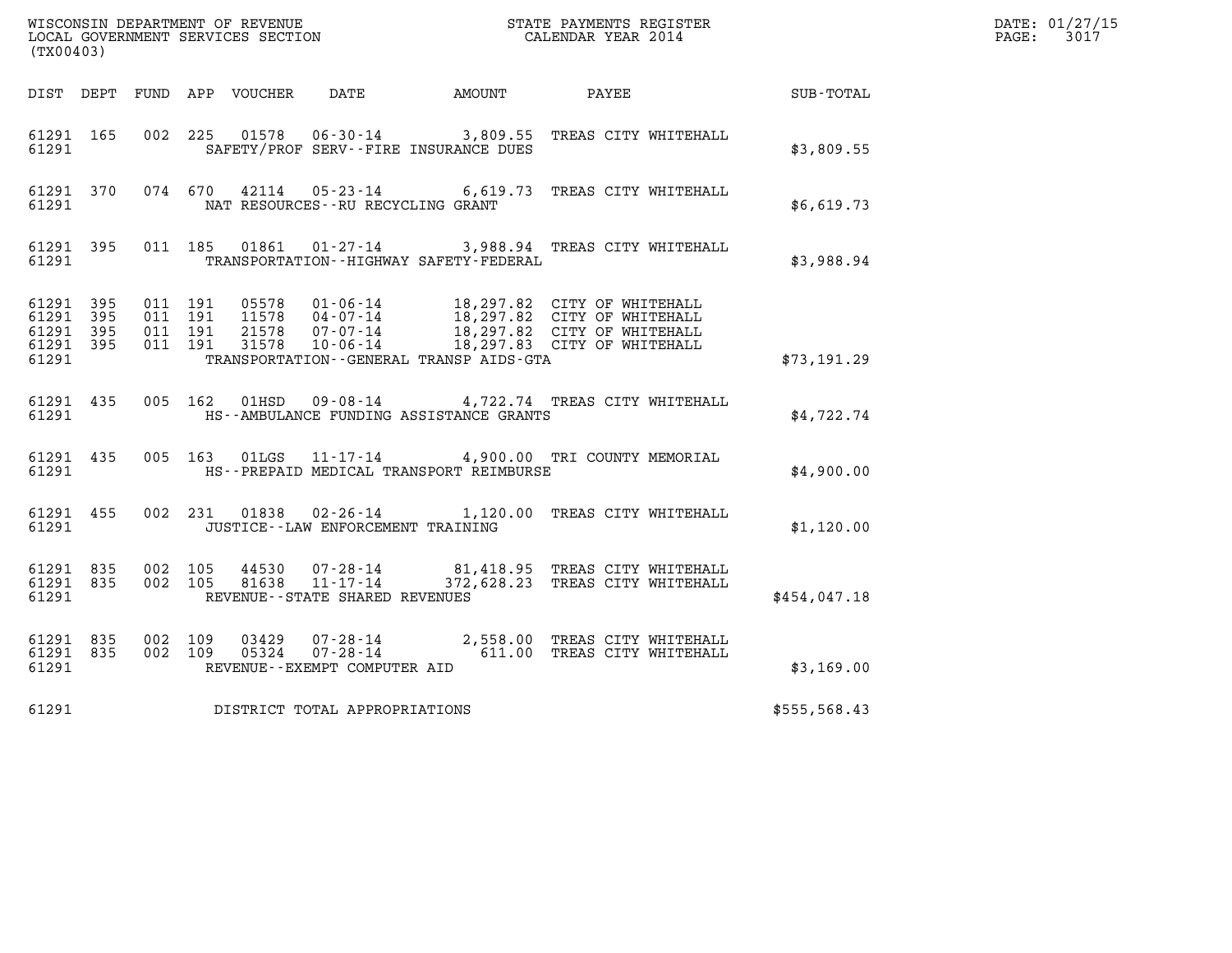WISCONSIN DEPARTMENT OF REVENUE
LOCAL GOVERNMENT SERVICES SECTION
(TX00403)

STATE PAYMENTS REGISTER
CALENDAR YEAR 2014

DATE: 01/27/15
PAGE: 3017

| DIST | DEPT | FUND | APP | VOUCHER | DATE | AMOUNT | PAYEE | SUB-TOTAL |
|---|---|---|---|---|---|---|---|---|
| 61291 | 165 | 002 | 225 | 01578 | 06-30-14 | 3,809.55 | TREAS CITY WHITEHALL | |
| 61291 | | | | | SAFETY/PROF SERV--FIRE INSURANCE DUES | | | $3,809.55 |
| 61291 | 370 | 074 | 670 | 42114 | 05-23-14 | 6,619.73 | TREAS CITY WHITEHALL | |
| 61291 | | | | | NAT RESOURCES--RU RECYCLING GRANT | | | $6,619.73 |
| 61291 | 395 | 011 | 185 | 01861 | 01-27-14 | 3,988.94 | TREAS CITY WHITEHALL | |
| 61291 | | | | | TRANSPORTATION--HIGHWAY SAFETY-FEDERAL | | | $3,988.94 |
| 61291 | 395 | 011 | 191 | 05578 | 01-06-14 | 18,297.82 | CITY OF WHITEHALL | |
| 61291 | 395 | 011 | 191 | 11578 | 04-07-14 | 18,297.82 | CITY OF WHITEHALL | |
| 61291 | 395 | 011 | 191 | 21578 | 07-07-14 | 18,297.82 | CITY OF WHITEHALL | |
| 61291 | 395 | 011 | 191 | 31578 | 10-06-14 | 18,297.83 | CITY OF WHITEHALL | |
| 61291 | | | | | TRANSPORTATION--GENERAL TRANSP AIDS-GTA | | | $73,191.29 |
| 61291 | 435 | 005 | 162 | 01HSD | 09-08-14 | 4,722.74 | TREAS CITY WHITEHALL | |
| 61291 | | | | | HS--AMBULANCE FUNDING ASSISTANCE GRANTS | | | $4,722.74 |
| 61291 | 435 | 005 | 163 | 01LGS | 11-17-14 | 4,900.00 | TRI COUNTY MEMORIAL | |
| 61291 | | | | | HS--PREPAID MEDICAL TRANSPORT REIMBURSE | | | $4,900.00 |
| 61291 | 455 | 002 | 231 | 01838 | 02-26-14 | 1,120.00 | TREAS CITY WHITEHALL | |
| 61291 | | | | | JUSTICE--LAW ENFORCEMENT TRAINING | | | $1,120.00 |
| 61291 | 835 | 002 | 105 | 44530 | 07-28-14 | 81,418.95 | TREAS CITY WHITEHALL | |
| 61291 | 835 | 002 | 105 | 81638 | 11-17-14 | 372,628.23 | TREAS CITY WHITEHALL | |
| 61291 | | | | | REVENUE--STATE SHARED REVENUES | | | $454,047.18 |
| 61291 | 835 | 002 | 109 | 03429 | 07-28-14 | 2,558.00 | TREAS CITY WHITEHALL | |
| 61291 | 835 | 002 | 109 | 05324 | 07-28-14 | 611.00 | TREAS CITY WHITEHALL | |
| 61291 | | | | | REVENUE--EXEMPT COMPUTER AID | | | $3,169.00 |
| 61291 | | | | | DISTRICT TOTAL APPROPRIATIONS | | | $555,568.43 |